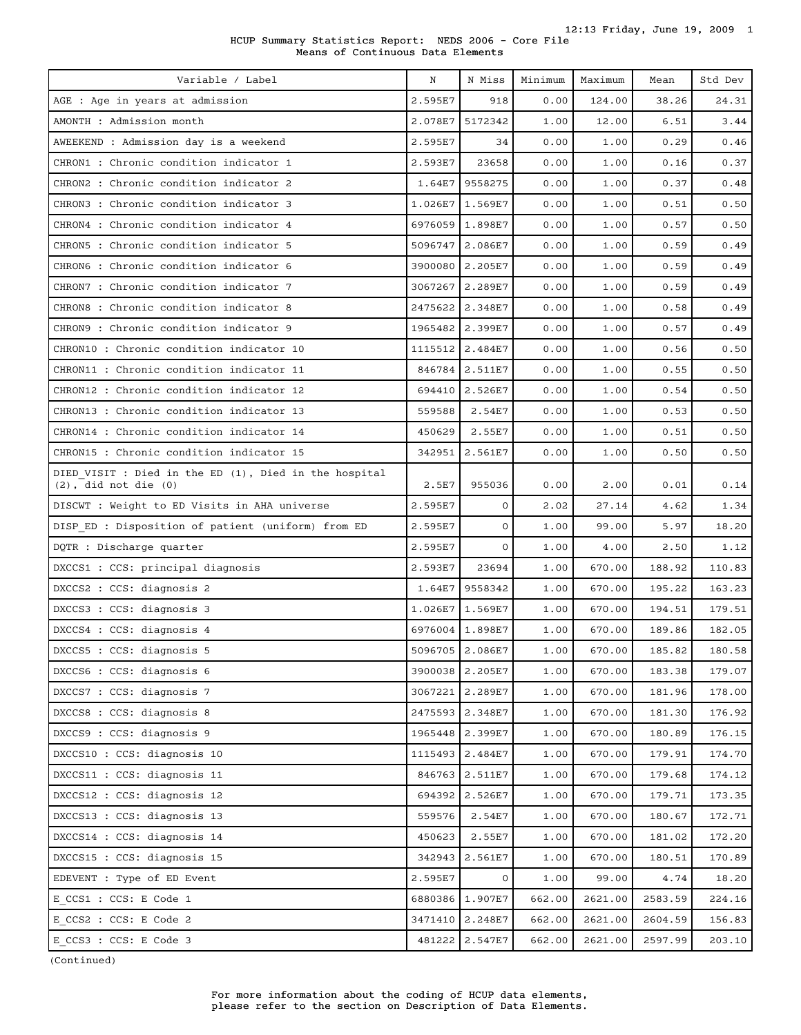HCUP Summary Statistics Report: NEDS 2006 - Core File
Means of Continuous Data Elements

| Variable / Label | N | N Miss | Minimum | Maximum | Mean | Std Dev |
|---|---|---|---|---|---|---|
| AGE : Age in years at admission | 2.595E7 | 918 | 0.00 | 124.00 | 38.26 | 24.31 |
| AMONTH : Admission month | 2.078E7 | 5172342 | 1.00 | 12.00 | 6.51 | 3.44 |
| AWEEKEND : Admission day is a weekend | 2.595E7 | 34 | 0.00 | 1.00 | 0.29 | 0.46 |
| CHRON1 : Chronic condition indicator 1 | 2.593E7 | 23658 | 0.00 | 1.00 | 0.16 | 0.37 |
| CHRON2 : Chronic condition indicator 2 | 1.64E7 | 9558275 | 0.00 | 1.00 | 0.37 | 0.48 |
| CHRON3 : Chronic condition indicator 3 | 1.026E7 | 1.569E7 | 0.00 | 1.00 | 0.51 | 0.50 |
| CHRON4 : Chronic condition indicator 4 | 6976059 | 1.898E7 | 0.00 | 1.00 | 0.57 | 0.50 |
| CHRON5 : Chronic condition indicator 5 | 5096747 | 2.086E7 | 0.00 | 1.00 | 0.59 | 0.49 |
| CHRON6 : Chronic condition indicator 6 | 3900080 | 2.205E7 | 0.00 | 1.00 | 0.59 | 0.49 |
| CHRON7 : Chronic condition indicator 7 | 3067267 | 2.289E7 | 0.00 | 1.00 | 0.59 | 0.49 |
| CHRON8 : Chronic condition indicator 8 | 2475622 | 2.348E7 | 0.00 | 1.00 | 0.58 | 0.49 |
| CHRON9 : Chronic condition indicator 9 | 1965482 | 2.399E7 | 0.00 | 1.00 | 0.57 | 0.49 |
| CHRON10 : Chronic condition indicator 10 | 1115512 | 2.484E7 | 0.00 | 1.00 | 0.56 | 0.50 |
| CHRON11 : Chronic condition indicator 11 | 846784 | 2.511E7 | 0.00 | 1.00 | 0.55 | 0.50 |
| CHRON12 : Chronic condition indicator 12 | 694410 | 2.526E7 | 0.00 | 1.00 | 0.54 | 0.50 |
| CHRON13 : Chronic condition indicator 13 | 559588 | 2.54E7 | 0.00 | 1.00 | 0.53 | 0.50 |
| CHRON14 : Chronic condition indicator 14 | 450629 | 2.55E7 | 0.00 | 1.00 | 0.51 | 0.50 |
| CHRON15 : Chronic condition indicator 15 | 342951 | 2.561E7 | 0.00 | 1.00 | 0.50 | 0.50 |
| DIED_VISIT : Died in the ED (1), Died in the hospital (2), did not die (0) | 2.5E7 | 955036 | 0.00 | 2.00 | 0.01 | 0.14 |
| DISCWT : Weight to ED Visits in AHA universe | 2.595E7 | 0 | 2.02 | 27.14 | 4.62 | 1.34 |
| DISP_ED : Disposition of patient (uniform) from ED | 2.595E7 | 0 | 1.00 | 99.00 | 5.97 | 18.20 |
| DQTR : Discharge quarter | 2.595E7 | 0 | 1.00 | 4.00 | 2.50 | 1.12 |
| DXCCS1 : CCS: principal diagnosis | 2.593E7 | 23694 | 1.00 | 670.00 | 188.92 | 110.83 |
| DXCCS2 : CCS: diagnosis 2 | 1.64E7 | 9558342 | 1.00 | 670.00 | 195.22 | 163.23 |
| DXCCS3 : CCS: diagnosis 3 | 1.026E7 | 1.569E7 | 1.00 | 670.00 | 194.51 | 179.51 |
| DXCCS4 : CCS: diagnosis 4 | 6976004 | 1.898E7 | 1.00 | 670.00 | 189.86 | 182.05 |
| DXCCS5 : CCS: diagnosis 5 | 5096705 | 2.086E7 | 1.00 | 670.00 | 185.82 | 180.58 |
| DXCCS6 : CCS: diagnosis 6 | 3900038 | 2.205E7 | 1.00 | 670.00 | 183.38 | 179.07 |
| DXCCS7 : CCS: diagnosis 7 | 3067221 | 2.289E7 | 1.00 | 670.00 | 181.96 | 178.00 |
| DXCCS8 : CCS: diagnosis 8 | 2475593 | 2.348E7 | 1.00 | 670.00 | 181.30 | 176.92 |
| DXCCS9 : CCS: diagnosis 9 | 1965448 | 2.399E7 | 1.00 | 670.00 | 180.89 | 176.15 |
| DXCCS10 : CCS: diagnosis 10 | 1115493 | 2.484E7 | 1.00 | 670.00 | 179.91 | 174.70 |
| DXCCS11 : CCS: diagnosis 11 | 846763 | 2.511E7 | 1.00 | 670.00 | 179.68 | 174.12 |
| DXCCS12 : CCS: diagnosis 12 | 694392 | 2.526E7 | 1.00 | 670.00 | 179.71 | 173.35 |
| DXCCS13 : CCS: diagnosis 13 | 559576 | 2.54E7 | 1.00 | 670.00 | 180.67 | 172.71 |
| DXCCS14 : CCS: diagnosis 14 | 450623 | 2.55E7 | 1.00 | 670.00 | 181.02 | 172.20 |
| DXCCS15 : CCS: diagnosis 15 | 342943 | 2.561E7 | 1.00 | 670.00 | 180.51 | 170.89 |
| EDEVENT : Type of ED Event | 2.595E7 | 0 | 1.00 | 99.00 | 4.74 | 18.20 |
| E_CCS1 : CCS: E Code 1 | 6880386 | 1.907E7 | 662.00 | 2621.00 | 2583.59 | 224.16 |
| E_CCS2 : CCS: E Code 2 | 3471410 | 2.248E7 | 662.00 | 2621.00 | 2604.59 | 156.83 |
| E_CCS3 : CCS: E Code 3 | 481222 | 2.547E7 | 662.00 | 2621.00 | 2597.99 | 203.10 |

(Continued)

For more information about the coding of HCUP data elements, please refer to the section on Description of Data Elements.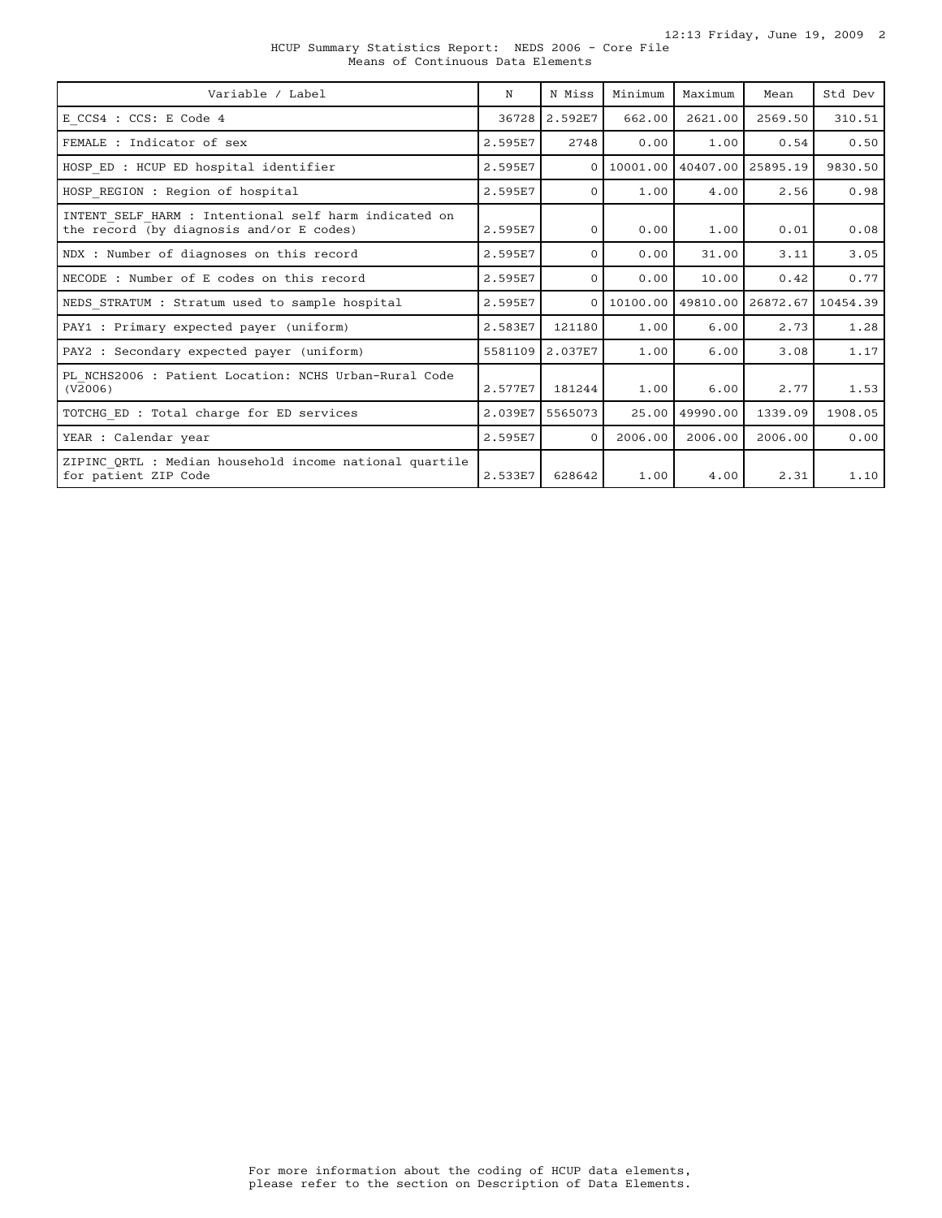HCUP Summary Statistics Report: NEDS 2006 - Core File
Means of Continuous Data Elements

| Variable / Label | N | N Miss | Minimum | Maximum | Mean | Std Dev |
|---|---|---|---|---|---|---|
| E_CCS4 : CCS: E Code 4 | 36728 | 2.592E7 | 662.00 | 2621.00 | 2569.50 | 310.51 |
| FEMALE : Indicator of sex | 2.595E7 | 2748 | 0.00 | 1.00 | 0.54 | 0.50 |
| HOSP_ED : HCUP ED hospital identifier | 2.595E7 | 0 | 10001.00 | 40407.00 | 25895.19 | 9830.50 |
| HOSP_REGION : Region of hospital | 2.595E7 | 0 | 1.00 | 4.00 | 2.56 | 0.98 |
| INTENT_SELF_HARM : Intentional self harm indicated on the record (by diagnosis and/or E codes) | 2.595E7 | 0 | 0.00 | 1.00 | 0.01 | 0.08 |
| NDX : Number of diagnoses on this record | 2.595E7 | 0 | 0.00 | 31.00 | 3.11 | 3.05 |
| NECODE : Number of E codes on this record | 2.595E7 | 0 | 0.00 | 10.00 | 0.42 | 0.77 |
| NEDS_STRATUM : Stratum used to sample hospital | 2.595E7 | 0 | 10100.00 | 49810.00 | 26872.67 | 10454.39 |
| PAY1 : Primary expected payer (uniform) | 2.583E7 | 121180 | 1.00 | 6.00 | 2.73 | 1.28 |
| PAY2 : Secondary expected payer (uniform) | 5581109 | 2.037E7 | 1.00 | 6.00 | 3.08 | 1.17 |
| PL_NCHS2006 : Patient Location: NCHS Urban-Rural Code (V2006) | 2.577E7 | 181244 | 1.00 | 6.00 | 2.77 | 1.53 |
| TOTCHG_ED : Total charge for ED services | 2.039E7 | 5565073 | 25.00 | 49990.00 | 1339.09 | 1908.05 |
| YEAR : Calendar year | 2.595E7 | 0 | 2006.00 | 2006.00 | 2006.00 | 0.00 |
| ZIPINC_QRTL : Median household income national quartile for patient ZIP Code | 2.533E7 | 628642 | 1.00 | 4.00 | 2.31 | 1.10 |

For more information about the coding of HCUP data elements, please refer to the section on Description of Data Elements.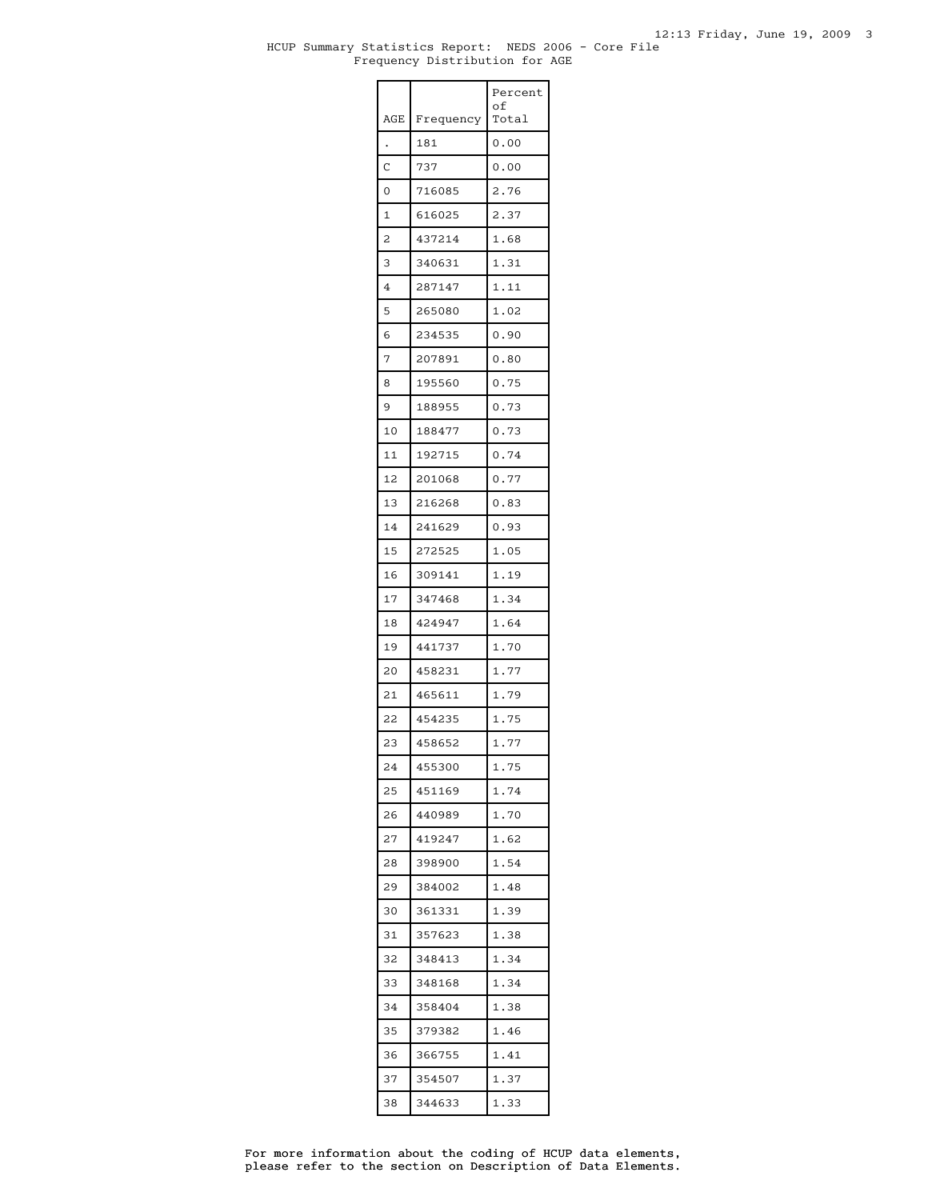HCUP Summary Statistics Report: NEDS 2006 - Core File
Frequency Distribution for AGE

| AGE | Frequency | Percent of Total |
|---|---|---|
| . | 181 | 0.00 |
| C | 737 | 0.00 |
| 0 | 716085 | 2.76 |
| 1 | 616025 | 2.37 |
| 2 | 437214 | 1.68 |
| 3 | 340631 | 1.31 |
| 4 | 287147 | 1.11 |
| 5 | 265080 | 1.02 |
| 6 | 234535 | 0.90 |
| 7 | 207891 | 0.80 |
| 8 | 195560 | 0.75 |
| 9 | 188955 | 0.73 |
| 10 | 188477 | 0.73 |
| 11 | 192715 | 0.74 |
| 12 | 201068 | 0.77 |
| 13 | 216268 | 0.83 |
| 14 | 241629 | 0.93 |
| 15 | 272525 | 1.05 |
| 16 | 309141 | 1.19 |
| 17 | 347468 | 1.34 |
| 18 | 424947 | 1.64 |
| 19 | 441737 | 1.70 |
| 20 | 458231 | 1.77 |
| 21 | 465611 | 1.79 |
| 22 | 454235 | 1.75 |
| 23 | 458652 | 1.77 |
| 24 | 455300 | 1.75 |
| 25 | 451169 | 1.74 |
| 26 | 440989 | 1.70 |
| 27 | 419247 | 1.62 |
| 28 | 398900 | 1.54 |
| 29 | 384002 | 1.48 |
| 30 | 361331 | 1.39 |
| 31 | 357623 | 1.38 |
| 32 | 348413 | 1.34 |
| 33 | 348168 | 1.34 |
| 34 | 358404 | 1.38 |
| 35 | 379382 | 1.46 |
| 36 | 366755 | 1.41 |
| 37 | 354507 | 1.37 |
| 38 | 344633 | 1.33 |

For more information about the coding of HCUP data elements, please refer to the section on Description of Data Elements.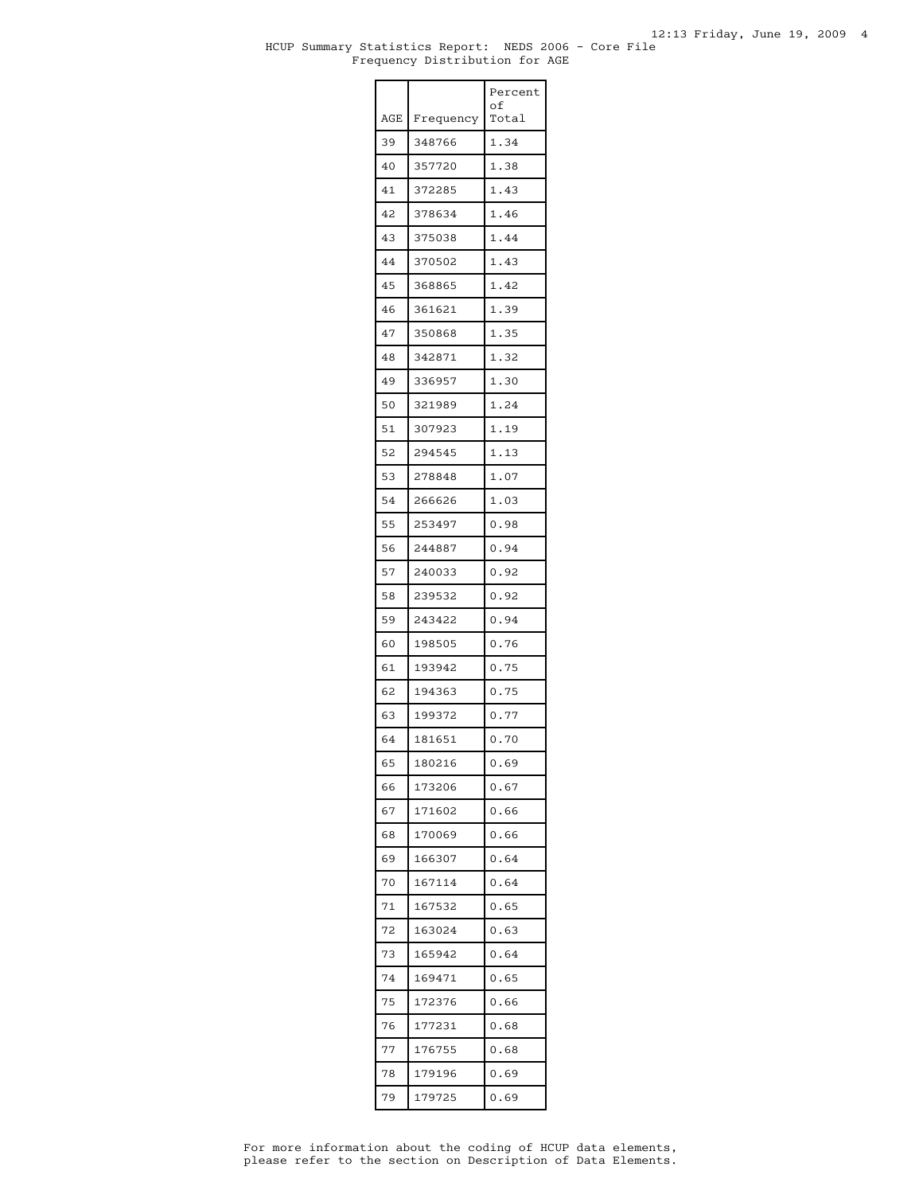HCUP Summary Statistics Report: NEDS 2006 - Core File
Frequency Distribution for AGE

| AGE | Frequency | Percent of Total |
|---|---|---|
| 39 | 348766 | 1.34 |
| 40 | 357720 | 1.38 |
| 41 | 372285 | 1.43 |
| 42 | 378634 | 1.46 |
| 43 | 375038 | 1.44 |
| 44 | 370502 | 1.43 |
| 45 | 368865 | 1.42 |
| 46 | 361621 | 1.39 |
| 47 | 350868 | 1.35 |
| 48 | 342871 | 1.32 |
| 49 | 336957 | 1.30 |
| 50 | 321989 | 1.24 |
| 51 | 307923 | 1.19 |
| 52 | 294545 | 1.13 |
| 53 | 278848 | 1.07 |
| 54 | 266626 | 1.03 |
| 55 | 253497 | 0.98 |
| 56 | 244887 | 0.94 |
| 57 | 240033 | 0.92 |
| 58 | 239532 | 0.92 |
| 59 | 243422 | 0.94 |
| 60 | 198505 | 0.76 |
| 61 | 193942 | 0.75 |
| 62 | 194363 | 0.75 |
| 63 | 199372 | 0.77 |
| 64 | 181651 | 0.70 |
| 65 | 180216 | 0.69 |
| 66 | 173206 | 0.67 |
| 67 | 171602 | 0.66 |
| 68 | 170069 | 0.66 |
| 69 | 166307 | 0.64 |
| 70 | 167114 | 0.64 |
| 71 | 167532 | 0.65 |
| 72 | 163024 | 0.63 |
| 73 | 165942 | 0.64 |
| 74 | 169471 | 0.65 |
| 75 | 172376 | 0.66 |
| 76 | 177231 | 0.68 |
| 77 | 176755 | 0.68 |
| 78 | 179196 | 0.69 |
| 79 | 179725 | 0.69 |

For more information about the coding of HCUP data elements, please refer to the section on Description of Data Elements.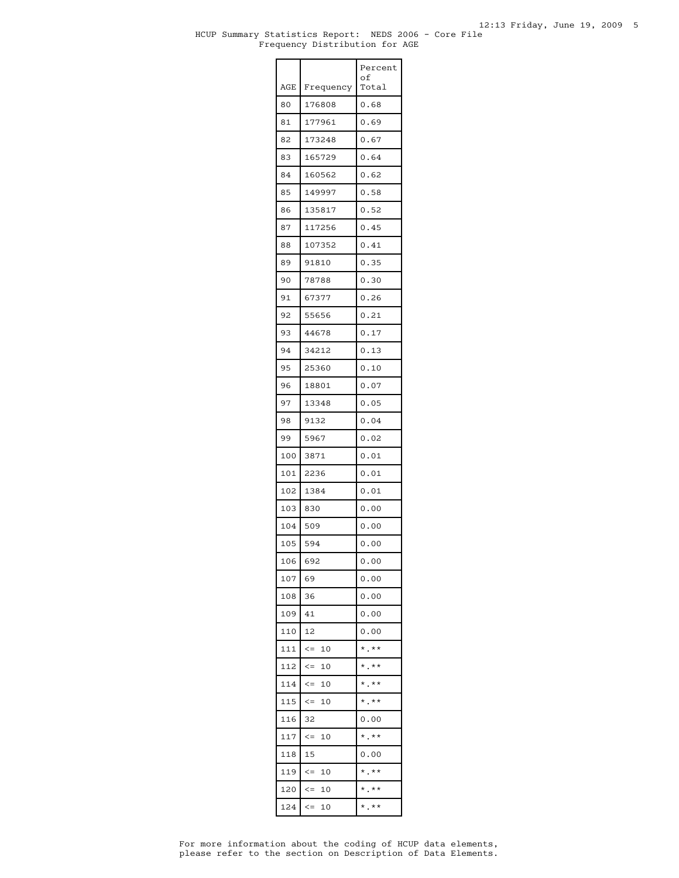HCUP Summary Statistics Report: NEDS 2006 - Core File
Frequency Distribution for AGE

| AGE | Frequency | Percent of Total |
|---|---|---|
| 80 | 176808 | 0.68 |
| 81 | 177961 | 0.69 |
| 82 | 173248 | 0.67 |
| 83 | 165729 | 0.64 |
| 84 | 160562 | 0.62 |
| 85 | 149997 | 0.58 |
| 86 | 135817 | 0.52 |
| 87 | 117256 | 0.45 |
| 88 | 107352 | 0.41 |
| 89 | 91810 | 0.35 |
| 90 | 78788 | 0.30 |
| 91 | 67377 | 0.26 |
| 92 | 55656 | 0.21 |
| 93 | 44678 | 0.17 |
| 94 | 34212 | 0.13 |
| 95 | 25360 | 0.10 |
| 96 | 18801 | 0.07 |
| 97 | 13348 | 0.05 |
| 98 | 9132 | 0.04 |
| 99 | 5967 | 0.02 |
| 100 | 3871 | 0.01 |
| 101 | 2236 | 0.01 |
| 102 | 1384 | 0.01 |
| 103 | 830 | 0.00 |
| 104 | 509 | 0.00 |
| 105 | 594 | 0.00 |
| 106 | 692 | 0.00 |
| 107 | 69 | 0.00 |
| 108 | 36 | 0.00 |
| 109 | 41 | 0.00 |
| 110 | 12 | 0.00 |
| 111 | <= 10 | *.** |
| 112 | <= 10 | *.** |
| 114 | <= 10 | *.** |
| 115 | <= 10 | *.** |
| 116 | 32 | 0.00 |
| 117 | <= 10 | *.** |
| 118 | 15 | 0.00 |
| 119 | <= 10 | *.** |
| 120 | <= 10 | *.** |
| 124 | <= 10 | *.** |

For more information about the coding of HCUP data elements, please refer to the section on Description of Data Elements.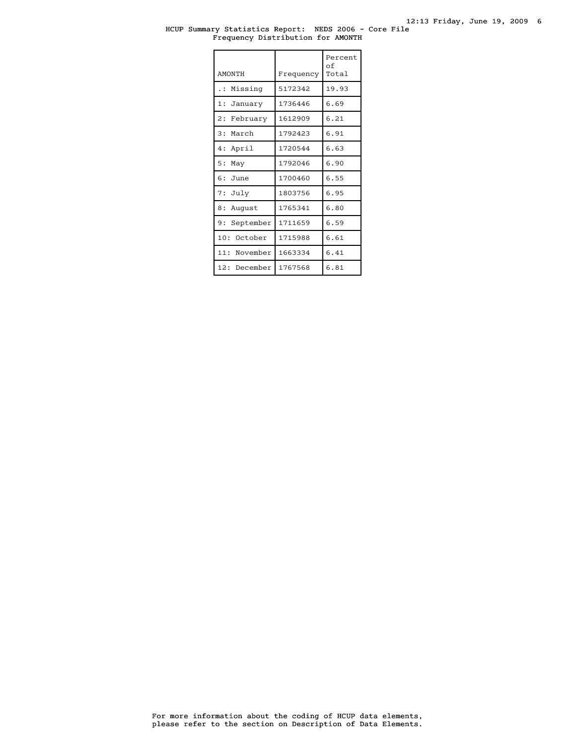HCUP Summary Statistics Report: NEDS 2006 - Core File
Frequency Distribution for AMONTH

| AMONTH | Frequency | Percent of Total |
|---|---|---|
| .: Missing | 5172342 | 19.93 |
| 1: January | 1736446 | 6.69 |
| 2: February | 1612909 | 6.21 |
| 3: March | 1792423 | 6.91 |
| 4: April | 1720544 | 6.63 |
| 5: May | 1792046 | 6.90 |
| 6: June | 1700460 | 6.55 |
| 7: July | 1803756 | 6.95 |
| 8: August | 1765341 | 6.80 |
| 9: September | 1711659 | 6.59 |
| 10: October | 1715988 | 6.61 |
| 11: November | 1663334 | 6.41 |
| 12: December | 1767568 | 6.81 |

For more information about the coding of HCUP data elements, please refer to the section on Description of Data Elements.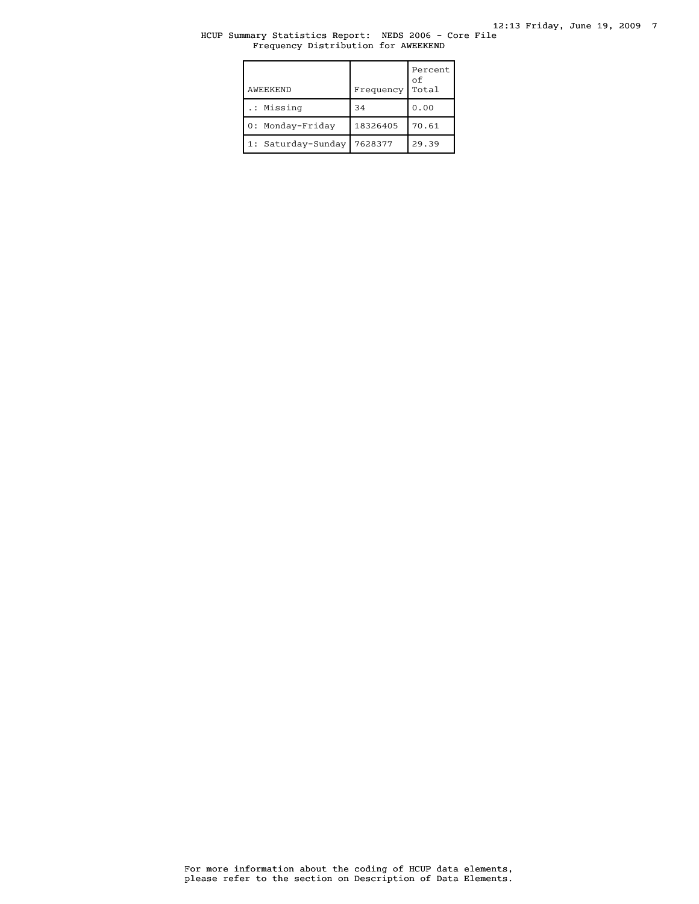HCUP Summary Statistics Report: NEDS 2006 - Core File
Frequency Distribution for AWEEKEND

| AWEEKEND | Frequency | Percent of Total |
|---|---|---|
| .: Missing | 34 | 0.00 |
| 0: Monday-Friday | 18326405 | 70.61 |
| 1: Saturday-Sunday | 7628377 | 29.39 |

For more information about the coding of HCUP data elements, please refer to the section on Description of Data Elements.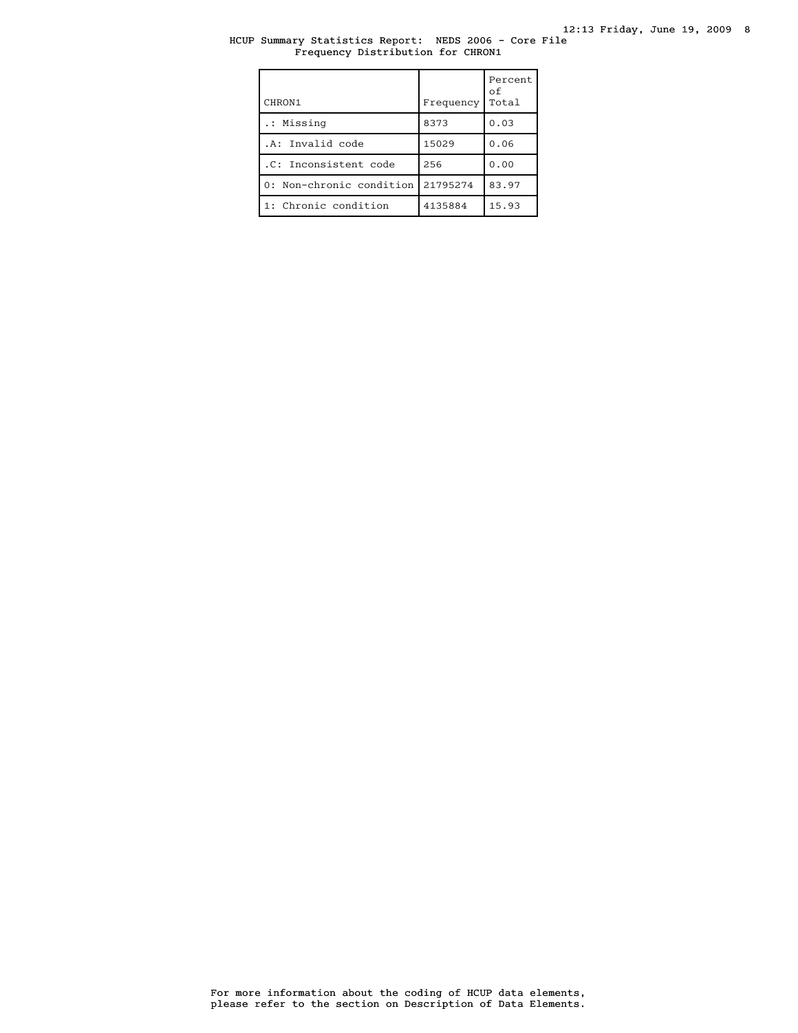HCUP Summary Statistics Report: NEDS 2006 - Core File
Frequency Distribution for CHRON1

| CHRON1 | Frequency | Percent of Total |
|---|---|---|
| .: Missing | 8373 | 0.03 |
| .A: Invalid code | 15029 | 0.06 |
| .C: Inconsistent code | 256 | 0.00 |
| 0: Non-chronic condition | 21795274 | 83.97 |
| 1: Chronic condition | 4135884 | 15.93 |

For more information about the coding of HCUP data elements, please refer to the section on Description of Data Elements.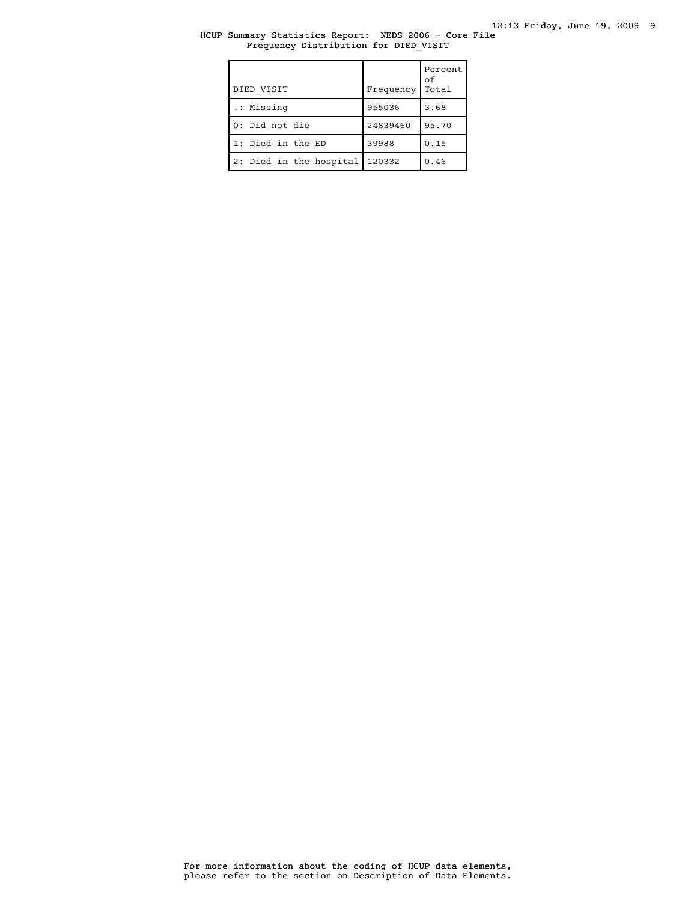HCUP Summary Statistics Report: NEDS 2006 - Core File
Frequency Distribution for DIED_VISIT

| DIED_VISIT | Frequency | Percent of Total |
|---|---|---|
| .: Missing | 955036 | 3.68 |
| 0: Did not die | 24839460 | 95.70 |
| 1: Died in the ED | 39988 | 0.15 |
| 2: Died in the hospital | 120332 | 0.46 |

For more information about the coding of HCUP data elements, please refer to the section on Description of Data Elements.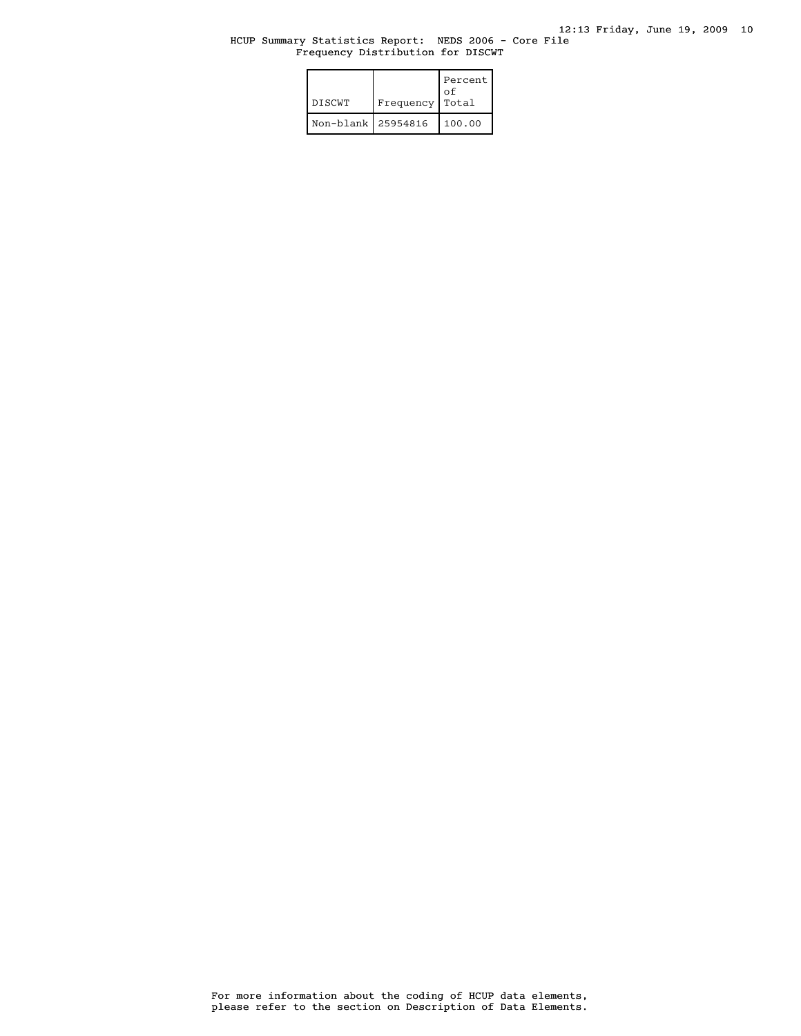HCUP Summary Statistics Report: NEDS 2006 - Core File
Frequency Distribution for DISCWT

| DISCWT | Frequency | Percent of Total |
| --- | --- | --- |
| Non-blank | 25954816 | 100.00 |

For more information about the coding of HCUP data elements, please refer to the section on Description of Data Elements.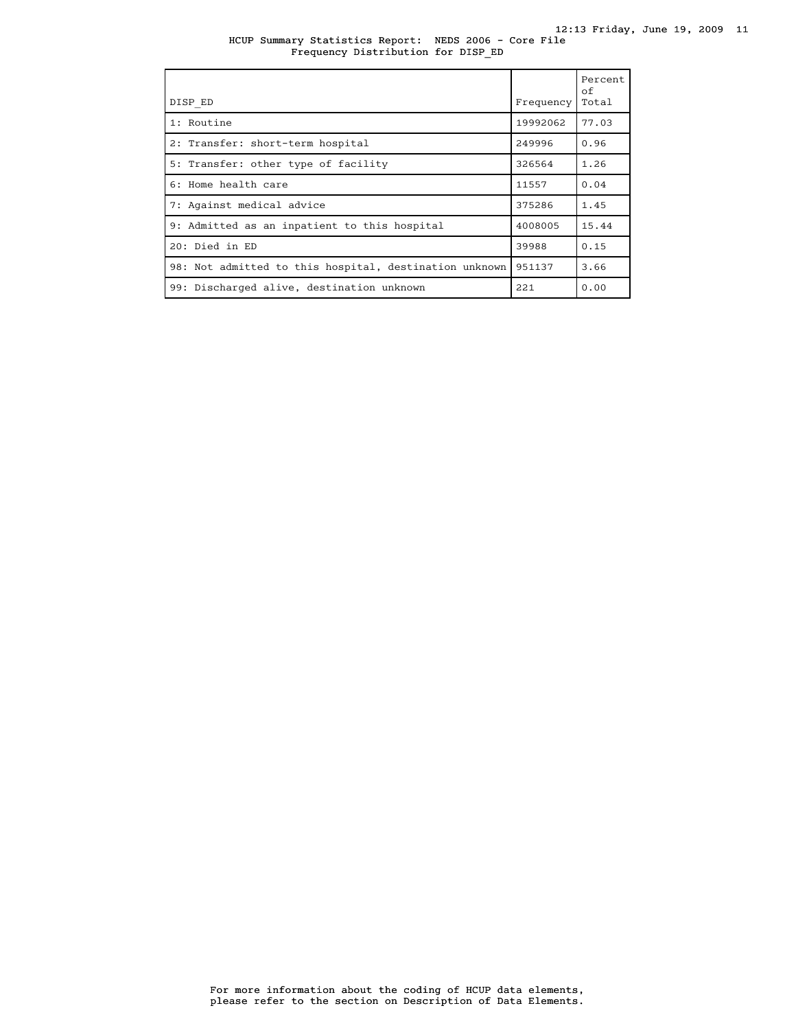HCUP Summary Statistics Report: NEDS 2006 - Core File
Frequency Distribution for DISP_ED

| DISP_ED | Frequency | Percent of Total |
|---|---|---|
| 1: Routine | 19992062 | 77.03 |
| 2: Transfer: short-term hospital | 249996 | 0.96 |
| 5: Transfer: other type of facility | 326564 | 1.26 |
| 6: Home health care | 11557 | 0.04 |
| 7: Against medical advice | 375286 | 1.45 |
| 9: Admitted as an inpatient to this hospital | 4008005 | 15.44 |
| 20: Died in ED | 39988 | 0.15 |
| 98: Not admitted to this hospital, destination unknown | 951137 | 3.66 |
| 99: Discharged alive, destination unknown | 221 | 0.00 |

For more information about the coding of HCUP data elements, please refer to the section on Description of Data Elements.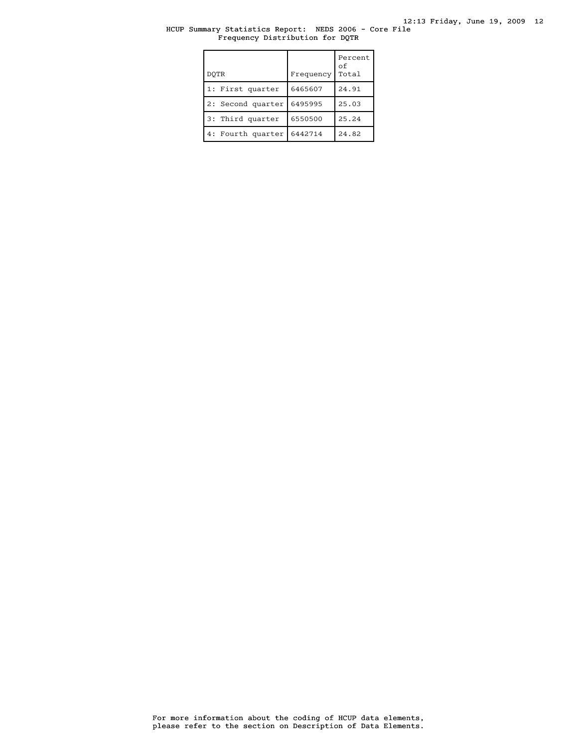HCUP Summary Statistics Report: NEDS 2006 - Core File
Frequency Distribution for DQTR

| DQTR | Frequency | Percent of Total |
|---|---|---|
| 1: First quarter | 6465607 | 24.91 |
| 2: Second quarter | 6495995 | 25.03 |
| 3: Third quarter | 6550500 | 25.24 |
| 4: Fourth quarter | 6442714 | 24.82 |

For more information about the coding of HCUP data elements, please refer to the section on Description of Data Elements.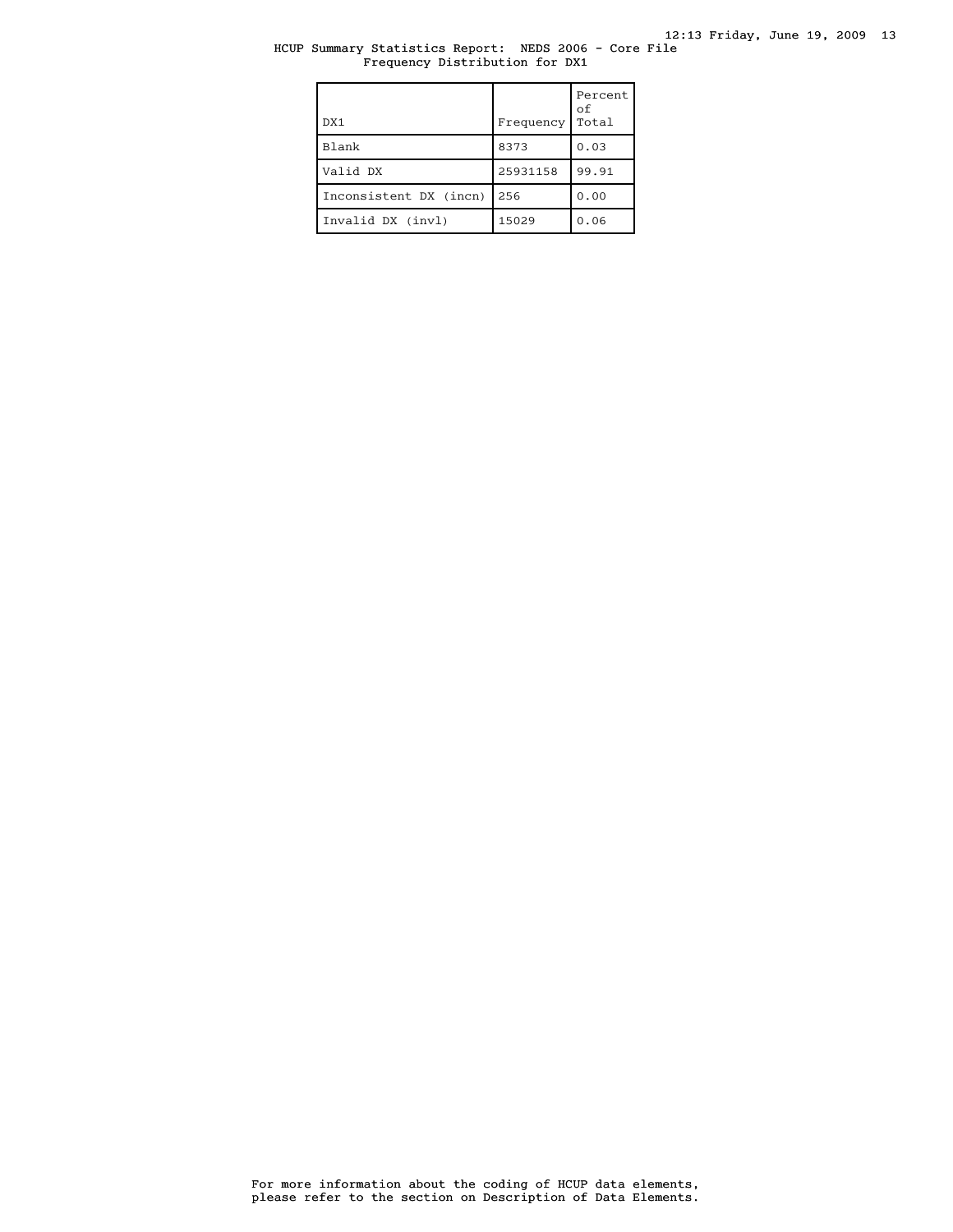HCUP Summary Statistics Report: NEDS 2006 - Core File
Frequency Distribution for DX1

| DX1 | Frequency | Percent of Total |
|---|---|---|
| Blank | 8373 | 0.03 |
| Valid DX | 25931158 | 99.91 |
| Inconsistent DX (incn) | 256 | 0.00 |
| Invalid DX (invl) | 15029 | 0.06 |

For more information about the coding of HCUP data elements, please refer to the section on Description of Data Elements.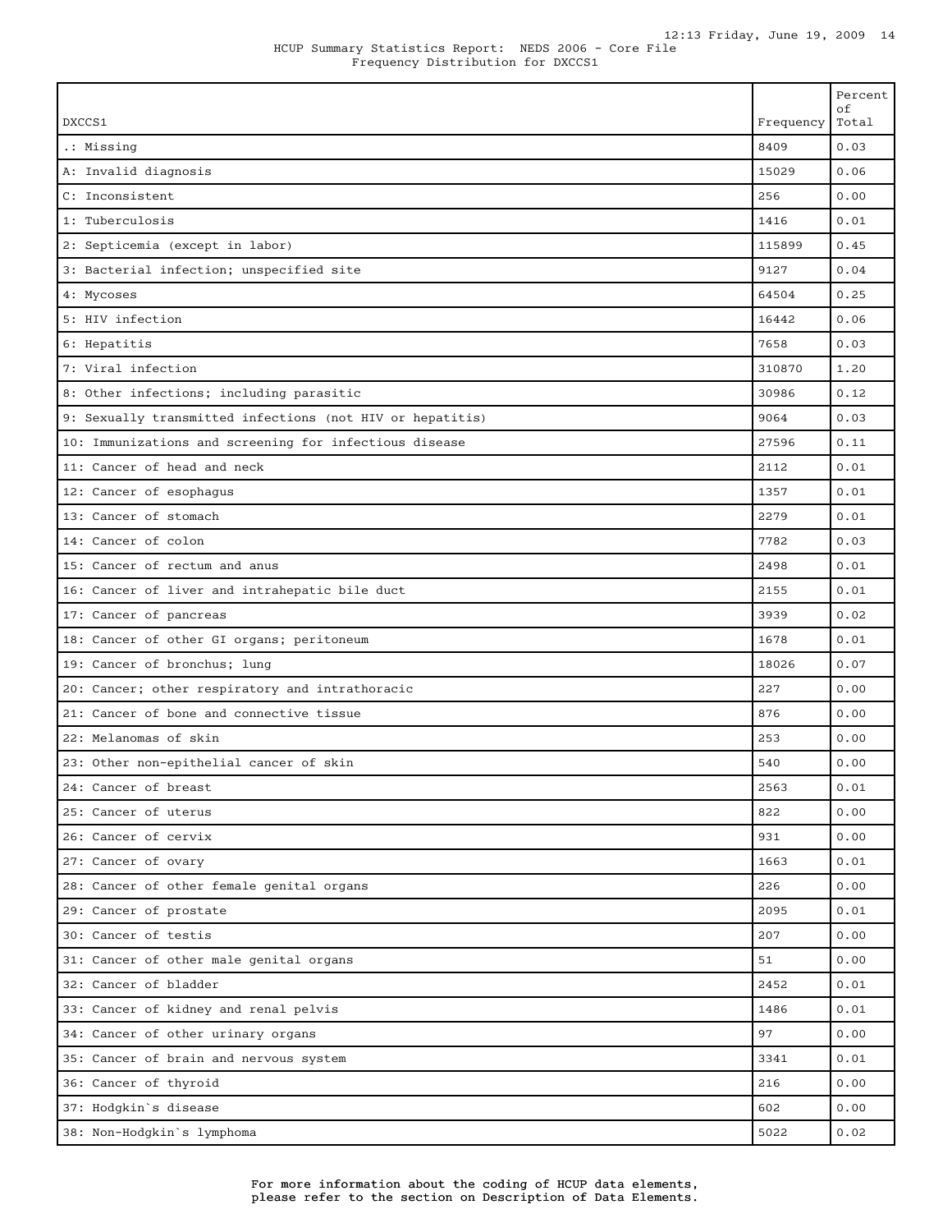HCUP Summary Statistics Report: NEDS 2006 - Core File
Frequency Distribution for DXCCS1

| DXCCS1 | Frequency | Percent of Total |
|---|---|---|
| .: Missing | 8409 | 0.03 |
| A: Invalid diagnosis | 15029 | 0.06 |
| C: Inconsistent | 256 | 0.00 |
| 1: Tuberculosis | 1416 | 0.01 |
| 2: Septicemia (except in labor) | 115899 | 0.45 |
| 3: Bacterial infection; unspecified site | 9127 | 0.04 |
| 4: Mycoses | 64504 | 0.25 |
| 5: HIV infection | 16442 | 0.06 |
| 6: Hepatitis | 7658 | 0.03 |
| 7: Viral infection | 310870 | 1.20 |
| 8: Other infections; including parasitic | 30986 | 0.12 |
| 9: Sexually transmitted infections (not HIV or hepatitis) | 9064 | 0.03 |
| 10: Immunizations and screening for infectious disease | 27596 | 0.11 |
| 11: Cancer of head and neck | 2112 | 0.01 |
| 12: Cancer of esophagus | 1357 | 0.01 |
| 13: Cancer of stomach | 2279 | 0.01 |
| 14: Cancer of colon | 7782 | 0.03 |
| 15: Cancer of rectum and anus | 2498 | 0.01 |
| 16: Cancer of liver and intrahepatic bile duct | 2155 | 0.01 |
| 17: Cancer of pancreas | 3939 | 0.02 |
| 18: Cancer of other GI organs; peritoneum | 1678 | 0.01 |
| 19: Cancer of bronchus; lung | 18026 | 0.07 |
| 20: Cancer; other respiratory and intrathoracic | 227 | 0.00 |
| 21: Cancer of bone and connective tissue | 876 | 0.00 |
| 22: Melanomas of skin | 253 | 0.00 |
| 23: Other non-epithelial cancer of skin | 540 | 0.00 |
| 24: Cancer of breast | 2563 | 0.01 |
| 25: Cancer of uterus | 822 | 0.00 |
| 26: Cancer of cervix | 931 | 0.00 |
| 27: Cancer of ovary | 1663 | 0.01 |
| 28: Cancer of other female genital organs | 226 | 0.00 |
| 29: Cancer of prostate | 2095 | 0.01 |
| 30: Cancer of testis | 207 | 0.00 |
| 31: Cancer of other male genital organs | 51 | 0.00 |
| 32: Cancer of bladder | 2452 | 0.01 |
| 33: Cancer of kidney and renal pelvis | 1486 | 0.01 |
| 34: Cancer of other urinary organs | 97 | 0.00 |
| 35: Cancer of brain and nervous system | 3341 | 0.01 |
| 36: Cancer of thyroid | 216 | 0.00 |
| 37: Hodgkin`s disease | 602 | 0.00 |
| 38: Non-Hodgkin`s lymphoma | 5022 | 0.02 |

For more information about the coding of HCUP data elements, please refer to the section on Description of Data Elements.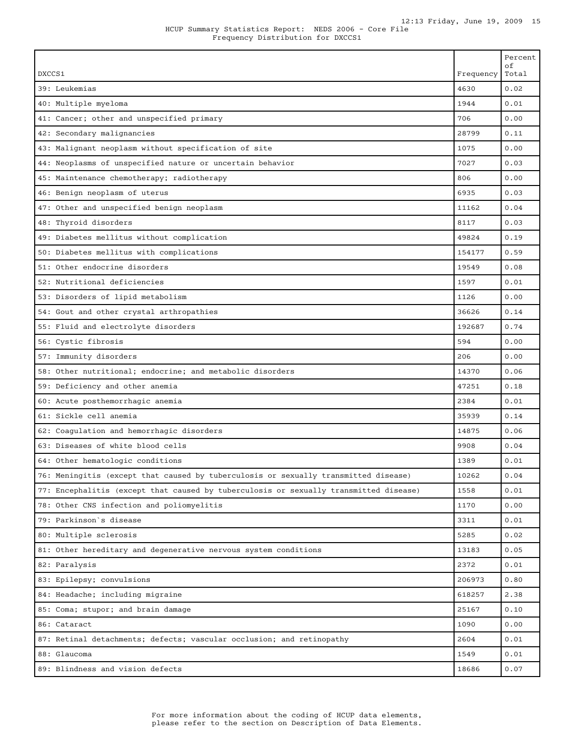HCUP Summary Statistics Report: NEDS 2006 - Core File
Frequency Distribution for DXCCS1

| DXCCS1 | Frequency | Percent of Total |
|---|---|---|
| 39: Leukemias | 4630 | 0.02 |
| 40: Multiple myeloma | 1944 | 0.01 |
| 41: Cancer; other and unspecified primary | 706 | 0.00 |
| 42: Secondary malignancies | 28799 | 0.11 |
| 43: Malignant neoplasm without specification of site | 1075 | 0.00 |
| 44: Neoplasms of unspecified nature or uncertain behavior | 7027 | 0.03 |
| 45: Maintenance chemotherapy; radiotherapy | 806 | 0.00 |
| 46: Benign neoplasm of uterus | 6935 | 0.03 |
| 47: Other and unspecified benign neoplasm | 11162 | 0.04 |
| 48: Thyroid disorders | 8117 | 0.03 |
| 49: Diabetes mellitus without complication | 49824 | 0.19 |
| 50: Diabetes mellitus with complications | 154177 | 0.59 |
| 51: Other endocrine disorders | 19549 | 0.08 |
| 52: Nutritional deficiencies | 1597 | 0.01 |
| 53: Disorders of lipid metabolism | 1126 | 0.00 |
| 54: Gout and other crystal arthropathies | 36626 | 0.14 |
| 55: Fluid and electrolyte disorders | 192687 | 0.74 |
| 56: Cystic fibrosis | 594 | 0.00 |
| 57: Immunity disorders | 206 | 0.00 |
| 58: Other nutritional; endocrine; and metabolic disorders | 14370 | 0.06 |
| 59: Deficiency and other anemia | 47251 | 0.18 |
| 60: Acute posthemorrhagic anemia | 2384 | 0.01 |
| 61: Sickle cell anemia | 35939 | 0.14 |
| 62: Coagulation and hemorrhagic disorders | 14875 | 0.06 |
| 63: Diseases of white blood cells | 9908 | 0.04 |
| 64: Other hematologic conditions | 1389 | 0.01 |
| 76: Meningitis (except that caused by tuberculosis or sexually transmitted disease) | 10262 | 0.04 |
| 77: Encephalitis (except that caused by tuberculosis or sexually transmitted disease) | 1558 | 0.01 |
| 78: Other CNS infection and poliomyelitis | 1170 | 0.00 |
| 79: Parkinson`s disease | 3311 | 0.01 |
| 80: Multiple sclerosis | 5285 | 0.02 |
| 81: Other hereditary and degenerative nervous system conditions | 13183 | 0.05 |
| 82: Paralysis | 2372 | 0.01 |
| 83: Epilepsy; convulsions | 206973 | 0.80 |
| 84: Headache; including migraine | 618257 | 2.38 |
| 85: Coma; stupor; and brain damage | 25167 | 0.10 |
| 86: Cataract | 1090 | 0.00 |
| 87: Retinal detachments; defects; vascular occlusion; and retinopathy | 2604 | 0.01 |
| 88: Glaucoma | 1549 | 0.01 |
| 89: Blindness and vision defects | 18686 | 0.07 |

For more information about the coding of HCUP data elements, please refer to the section on Description of Data Elements.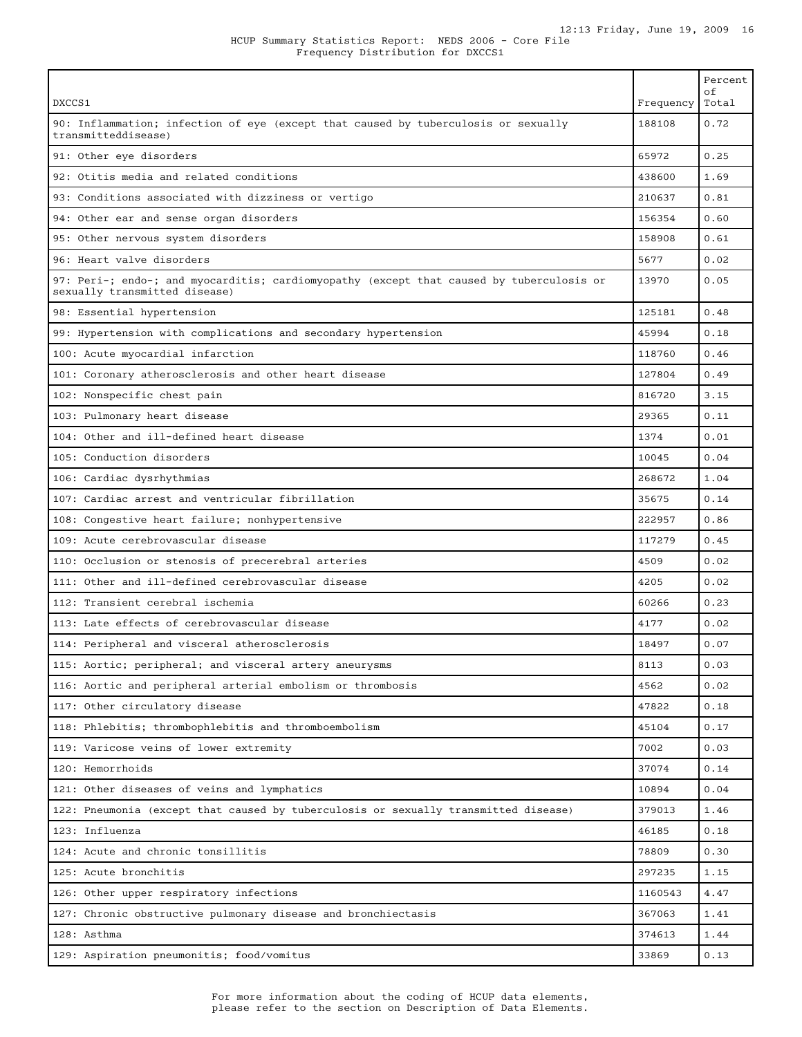HCUP Summary Statistics Report: NEDS 2006 - Core File
Frequency Distribution for DXCCS1

| DXCCS1 | Frequency | Percent of Total |
|---|---|---|
| 90: Inflammation; infection of eye (except that caused by tuberculosis or sexually transmitteddisease) | 188108 | 0.72 |
| 91: Other eye disorders | 65972 | 0.25 |
| 92: Otitis media and related conditions | 438600 | 1.69 |
| 93: Conditions associated with dizziness or vertigo | 210637 | 0.81 |
| 94: Other ear and sense organ disorders | 156354 | 0.60 |
| 95: Other nervous system disorders | 158908 | 0.61 |
| 96: Heart valve disorders | 5677 | 0.02 |
| 97: Peri-; endo-; and myocarditis; cardiomyopathy (except that caused by tuberculosis or sexually transmitted disease) | 13970 | 0.05 |
| 98: Essential hypertension | 125181 | 0.48 |
| 99: Hypertension with complications and secondary hypertension | 45994 | 0.18 |
| 100: Acute myocardial infarction | 118760 | 0.46 |
| 101: Coronary atherosclerosis and other heart disease | 127804 | 0.49 |
| 102: Nonspecific chest pain | 816720 | 3.15 |
| 103: Pulmonary heart disease | 29365 | 0.11 |
| 104: Other and ill-defined heart disease | 1374 | 0.01 |
| 105: Conduction disorders | 10045 | 0.04 |
| 106: Cardiac dysrhythmias | 268672 | 1.04 |
| 107: Cardiac arrest and ventricular fibrillation | 35675 | 0.14 |
| 108: Congestive heart failure; nonhypertensive | 222957 | 0.86 |
| 109: Acute cerebrovascular disease | 117279 | 0.45 |
| 110: Occlusion or stenosis of precerebral arteries | 4509 | 0.02 |
| 111: Other and ill-defined cerebrovascular disease | 4205 | 0.02 |
| 112: Transient cerebral ischemia | 60266 | 0.23 |
| 113: Late effects of cerebrovascular disease | 4177 | 0.02 |
| 114: Peripheral and visceral atherosclerosis | 18497 | 0.07 |
| 115: Aortic; peripheral; and visceral artery aneurysms | 8113 | 0.03 |
| 116: Aortic and peripheral arterial embolism or thrombosis | 4562 | 0.02 |
| 117: Other circulatory disease | 47822 | 0.18 |
| 118: Phlebitis; thrombophlebitis and thromboembolism | 45104 | 0.17 |
| 119: Varicose veins of lower extremity | 7002 | 0.03 |
| 120: Hemorrhoids | 37074 | 0.14 |
| 121: Other diseases of veins and lymphatics | 10894 | 0.04 |
| 122: Pneumonia (except that caused by tuberculosis or sexually transmitted disease) | 379013 | 1.46 |
| 123: Influenza | 46185 | 0.18 |
| 124: Acute and chronic tonsillitis | 78809 | 0.30 |
| 125: Acute bronchitis | 297235 | 1.15 |
| 126: Other upper respiratory infections | 1160543 | 4.47 |
| 127: Chronic obstructive pulmonary disease and bronchiectasis | 367063 | 1.41 |
| 128: Asthma | 374613 | 1.44 |
| 129: Aspiration pneumonitis; food/vomitus | 33869 | 0.13 |

For more information about the coding of HCUP data elements, please refer to the section on Description of Data Elements.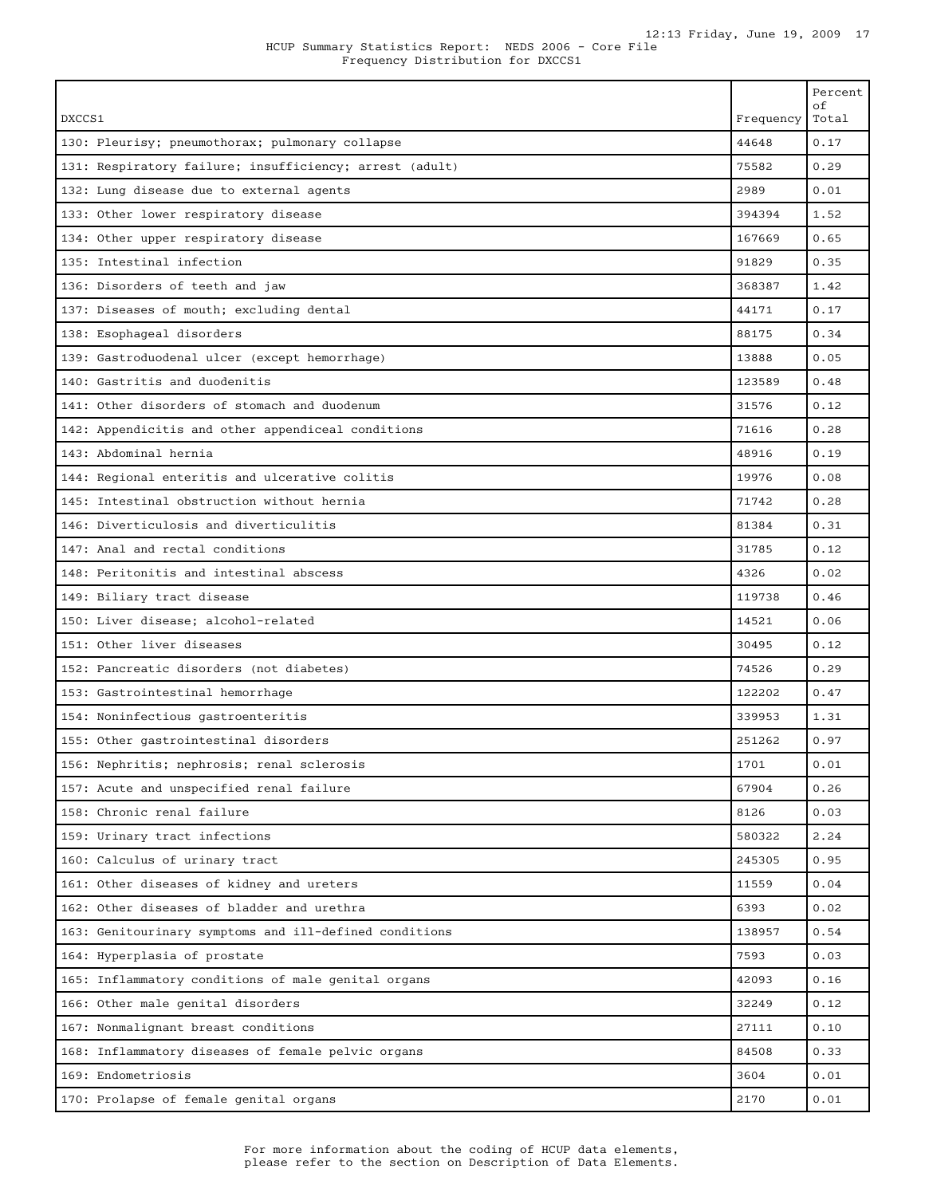HCUP Summary Statistics Report: NEDS 2006 - Core File
Frequency Distribution for DXCCS1

| DXCCS1 | Frequency | Percent of Total |
|---|---|---|
| 130: Pleurisy; pneumothorax; pulmonary collapse | 44648 | 0.17 |
| 131: Respiratory failure; insufficiency; arrest (adult) | 75582 | 0.29 |
| 132: Lung disease due to external agents | 2989 | 0.01 |
| 133: Other lower respiratory disease | 394394 | 1.52 |
| 134: Other upper respiratory disease | 167669 | 0.65 |
| 135: Intestinal infection | 91829 | 0.35 |
| 136: Disorders of teeth and jaw | 368387 | 1.42 |
| 137: Diseases of mouth; excluding dental | 44171 | 0.17 |
| 138: Esophageal disorders | 88175 | 0.34 |
| 139: Gastroduodenal ulcer (except hemorrhage) | 13888 | 0.05 |
| 140: Gastritis and duodenitis | 123589 | 0.48 |
| 141: Other disorders of stomach and duodenum | 31576 | 0.12 |
| 142: Appendicitis and other appendiceal conditions | 71616 | 0.28 |
| 143: Abdominal hernia | 48916 | 0.19 |
| 144: Regional enteritis and ulcerative colitis | 19976 | 0.08 |
| 145: Intestinal obstruction without hernia | 71742 | 0.28 |
| 146: Diverticulosis and diverticulitis | 81384 | 0.31 |
| 147: Anal and rectal conditions | 31785 | 0.12 |
| 148: Peritonitis and intestinal abscess | 4326 | 0.02 |
| 149: Biliary tract disease | 119738 | 0.46 |
| 150: Liver disease; alcohol-related | 14521 | 0.06 |
| 151: Other liver diseases | 30495 | 0.12 |
| 152: Pancreatic disorders (not diabetes) | 74526 | 0.29 |
| 153: Gastrointestinal hemorrhage | 122202 | 0.47 |
| 154: Noninfectious gastroenteritis | 339953 | 1.31 |
| 155: Other gastrointestinal disorders | 251262 | 0.97 |
| 156: Nephritis; nephrosis; renal sclerosis | 1701 | 0.01 |
| 157: Acute and unspecified renal failure | 67904 | 0.26 |
| 158: Chronic renal failure | 8126 | 0.03 |
| 159: Urinary tract infections | 580322 | 2.24 |
| 160: Calculus of urinary tract | 245305 | 0.95 |
| 161: Other diseases of kidney and ureters | 11559 | 0.04 |
| 162: Other diseases of bladder and urethra | 6393 | 0.02 |
| 163: Genitourinary symptoms and ill-defined conditions | 138957 | 0.54 |
| 164: Hyperplasia of prostate | 7593 | 0.03 |
| 165: Inflammatory conditions of male genital organs | 42093 | 0.16 |
| 166: Other male genital disorders | 32249 | 0.12 |
| 167: Nonmalignant breast conditions | 27111 | 0.10 |
| 168: Inflammatory diseases of female pelvic organs | 84508 | 0.33 |
| 169: Endometriosis | 3604 | 0.01 |
| 170: Prolapse of female genital organs | 2170 | 0.01 |

For more information about the coding of HCUP data elements, please refer to the section on Description of Data Elements.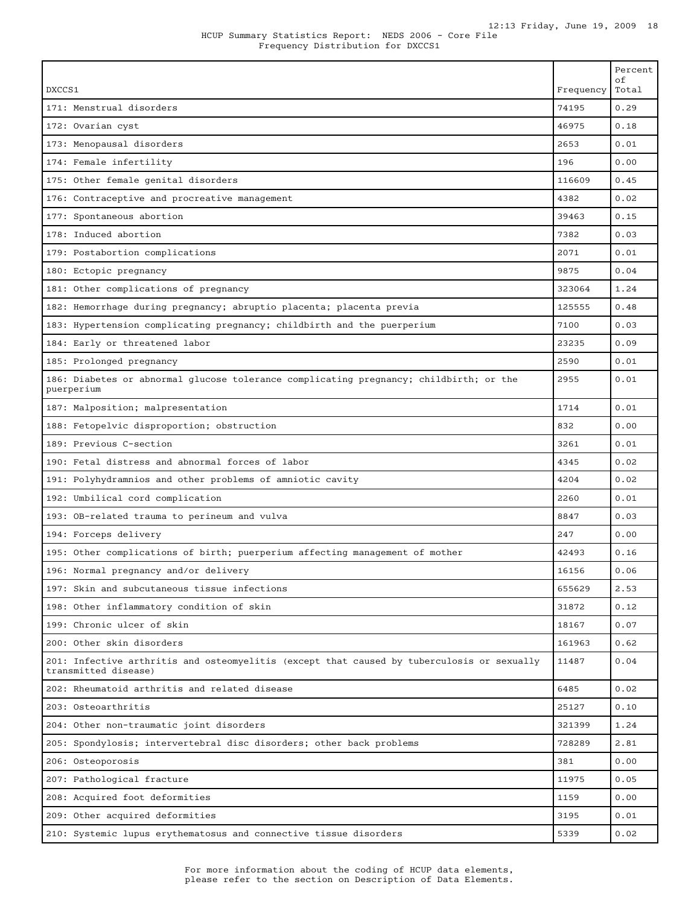HCUP Summary Statistics Report: NEDS 2006 - Core File
Frequency Distribution for DXCCS1

| DXCCS1 | Frequency | Percent of Total |
|---|---|---|
| 171: Menstrual disorders | 74195 | 0.29 |
| 172: Ovarian cyst | 46975 | 0.18 |
| 173: Menopausal disorders | 2653 | 0.01 |
| 174: Female infertility | 196 | 0.00 |
| 175: Other female genital disorders | 116609 | 0.45 |
| 176: Contraceptive and procreative management | 4382 | 0.02 |
| 177: Spontaneous abortion | 39463 | 0.15 |
| 178: Induced abortion | 7382 | 0.03 |
| 179: Postabortion complications | 2071 | 0.01 |
| 180: Ectopic pregnancy | 9875 | 0.04 |
| 181: Other complications of pregnancy | 323064 | 1.24 |
| 182: Hemorrhage during pregnancy; abruptio placenta; placenta previa | 125555 | 0.48 |
| 183: Hypertension complicating pregnancy; childbirth and the puerperium | 7100 | 0.03 |
| 184: Early or threatened labor | 23235 | 0.09 |
| 185: Prolonged pregnancy | 2590 | 0.01 |
| 186: Diabetes or abnormal glucose tolerance complicating pregnancy; childbirth; or the puerperium | 2955 | 0.01 |
| 187: Malposition; malpresentation | 1714 | 0.01 |
| 188: Fetopelvic disproportion; obstruction | 832 | 0.00 |
| 189: Previous C-section | 3261 | 0.01 |
| 190: Fetal distress and abnormal forces of labor | 4345 | 0.02 |
| 191: Polyhydramnios and other problems of amniotic cavity | 4204 | 0.02 |
| 192: Umbilical cord complication | 2260 | 0.01 |
| 193: OB-related trauma to perineum and vulva | 8847 | 0.03 |
| 194: Forceps delivery | 247 | 0.00 |
| 195: Other complications of birth; puerperium affecting management of mother | 42493 | 0.16 |
| 196: Normal pregnancy and/or delivery | 16156 | 0.06 |
| 197: Skin and subcutaneous tissue infections | 655629 | 2.53 |
| 198: Other inflammatory condition of skin | 31872 | 0.12 |
| 199: Chronic ulcer of skin | 18167 | 0.07 |
| 200: Other skin disorders | 161963 | 0.62 |
| 201: Infective arthritis and osteomyelitis (except that caused by tuberculosis or sexually transmitted disease) | 11487 | 0.04 |
| 202: Rheumatoid arthritis and related disease | 6485 | 0.02 |
| 203: Osteoarthritis | 25127 | 0.10 |
| 204: Other non-traumatic joint disorders | 321399 | 1.24 |
| 205: Spondylosis; intervertebral disc disorders; other back problems | 728289 | 2.81 |
| 206: Osteoporosis | 381 | 0.00 |
| 207: Pathological fracture | 11975 | 0.05 |
| 208: Acquired foot deformities | 1159 | 0.00 |
| 209: Other acquired deformities | 3195 | 0.01 |
| 210: Systemic lupus erythematosus and connective tissue disorders | 5339 | 0.02 |

For more information about the coding of HCUP data elements, please refer to the section on Description of Data Elements.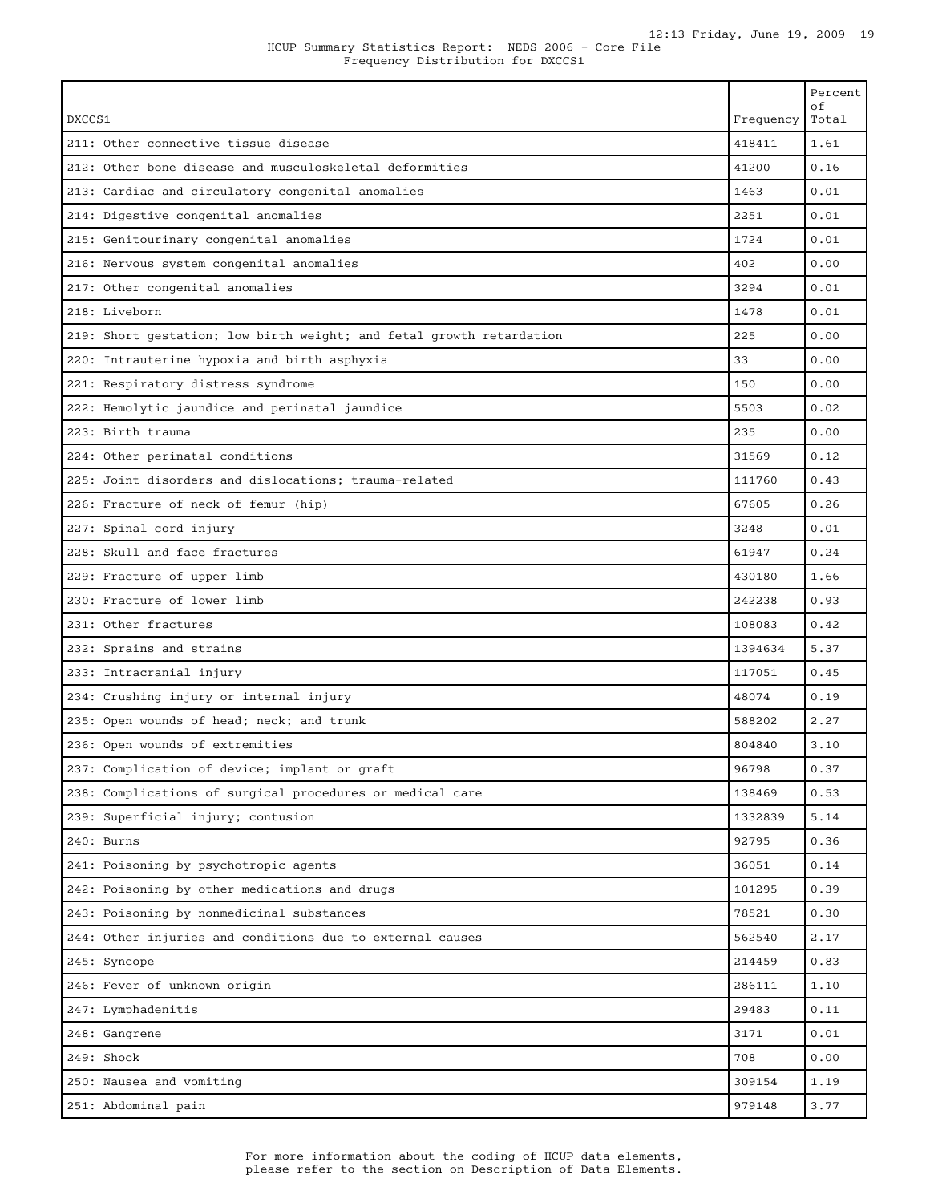HCUP Summary Statistics Report: NEDS 2006 - Core File
Frequency Distribution for DXCCS1

| DXCCS1 | Frequency | Percent of Total |
|---|---|---|
| 211: Other connective tissue disease | 418411 | 1.61 |
| 212: Other bone disease and musculoskeletal deformities | 41200 | 0.16 |
| 213: Cardiac and circulatory congenital anomalies | 1463 | 0.01 |
| 214: Digestive congenital anomalies | 2251 | 0.01 |
| 215: Genitourinary congenital anomalies | 1724 | 0.01 |
| 216: Nervous system congenital anomalies | 402 | 0.00 |
| 217: Other congenital anomalies | 3294 | 0.01 |
| 218: Liveborn | 1478 | 0.01 |
| 219: Short gestation; low birth weight; and fetal growth retardation | 225 | 0.00 |
| 220: Intrauterine hypoxia and birth asphyxia | 33 | 0.00 |
| 221: Respiratory distress syndrome | 150 | 0.00 |
| 222: Hemolytic jaundice and perinatal jaundice | 5503 | 0.02 |
| 223: Birth trauma | 235 | 0.00 |
| 224: Other perinatal conditions | 31569 | 0.12 |
| 225: Joint disorders and dislocations; trauma-related | 111760 | 0.43 |
| 226: Fracture of neck of femur (hip) | 67605 | 0.26 |
| 227: Spinal cord injury | 3248 | 0.01 |
| 228: Skull and face fractures | 61947 | 0.24 |
| 229: Fracture of upper limb | 430180 | 1.66 |
| 230: Fracture of lower limb | 242238 | 0.93 |
| 231: Other fractures | 108083 | 0.42 |
| 232: Sprains and strains | 1394634 | 5.37 |
| 233: Intracranial injury | 117051 | 0.45 |
| 234: Crushing injury or internal injury | 48074 | 0.19 |
| 235: Open wounds of head; neck; and trunk | 588202 | 2.27 |
| 236: Open wounds of extremities | 804840 | 3.10 |
| 237: Complication of device; implant or graft | 96798 | 0.37 |
| 238: Complications of surgical procedures or medical care | 138469 | 0.53 |
| 239: Superficial injury; contusion | 1332839 | 5.14 |
| 240: Burns | 92795 | 0.36 |
| 241: Poisoning by psychotropic agents | 36051 | 0.14 |
| 242: Poisoning by other medications and drugs | 101295 | 0.39 |
| 243: Poisoning by nonmedicinal substances | 78521 | 0.30 |
| 244: Other injuries and conditions due to external causes | 562540 | 2.17 |
| 245: Syncope | 214459 | 0.83 |
| 246: Fever of unknown origin | 286111 | 1.10 |
| 247: Lymphadenitis | 29483 | 0.11 |
| 248: Gangrene | 3171 | 0.01 |
| 249: Shock | 708 | 0.00 |
| 250: Nausea and vomiting | 309154 | 1.19 |
| 251: Abdominal pain | 979148 | 3.77 |

For more information about the coding of HCUP data elements, please refer to the section on Description of Data Elements.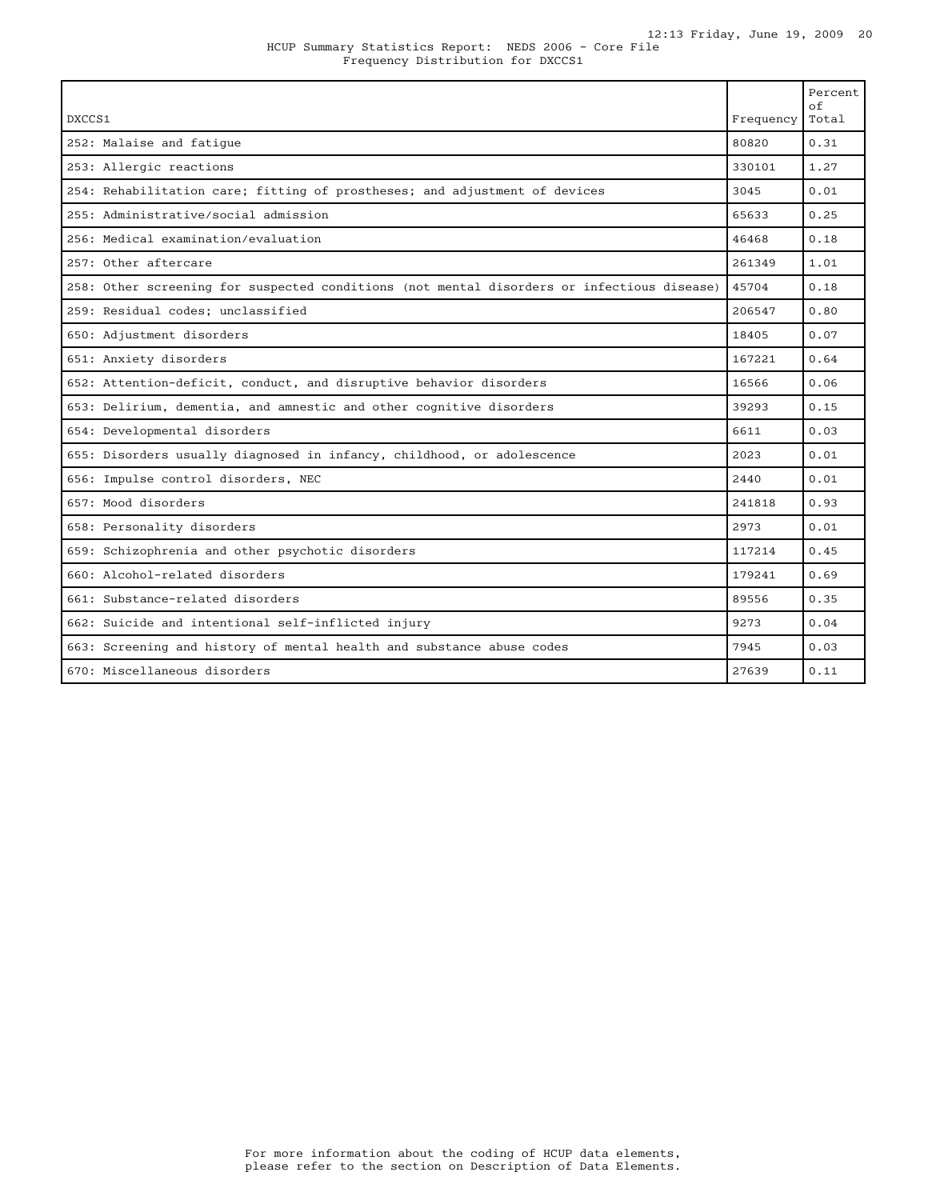HCUP Summary Statistics Report: NEDS 2006 - Core File
Frequency Distribution for DXCCS1

| DXCCS1 | Frequency | Percent of Total |
|---|---|---|
| 252: Malaise and fatigue | 80820 | 0.31 |
| 253: Allergic reactions | 330101 | 1.27 |
| 254: Rehabilitation care; fitting of prostheses; and adjustment of devices | 3045 | 0.01 |
| 255: Administrative/social admission | 65633 | 0.25 |
| 256: Medical examination/evaluation | 46468 | 0.18 |
| 257: Other aftercare | 261349 | 1.01 |
| 258: Other screening for suspected conditions (not mental disorders or infectious disease) | 45704 | 0.18 |
| 259: Residual codes; unclassified | 206547 | 0.80 |
| 650: Adjustment disorders | 18405 | 0.07 |
| 651: Anxiety disorders | 167221 | 0.64 |
| 652: Attention-deficit, conduct, and disruptive behavior disorders | 16566 | 0.06 |
| 653: Delirium, dementia, and amnestic and other cognitive disorders | 39293 | 0.15 |
| 654: Developmental disorders | 6611 | 0.03 |
| 655: Disorders usually diagnosed in infancy, childhood, or adolescence | 2023 | 0.01 |
| 656: Impulse control disorders, NEC | 2440 | 0.01 |
| 657: Mood disorders | 241818 | 0.93 |
| 658: Personality disorders | 2973 | 0.01 |
| 659: Schizophrenia and other psychotic disorders | 117214 | 0.45 |
| 660: Alcohol-related disorders | 179241 | 0.69 |
| 661: Substance-related disorders | 89556 | 0.35 |
| 662: Suicide and intentional self-inflicted injury | 9273 | 0.04 |
| 663: Screening and history of mental health and substance abuse codes | 7945 | 0.03 |
| 670: Miscellaneous disorders | 27639 | 0.11 |

For more information about the coding of HCUP data elements, please refer to the section on Description of Data Elements.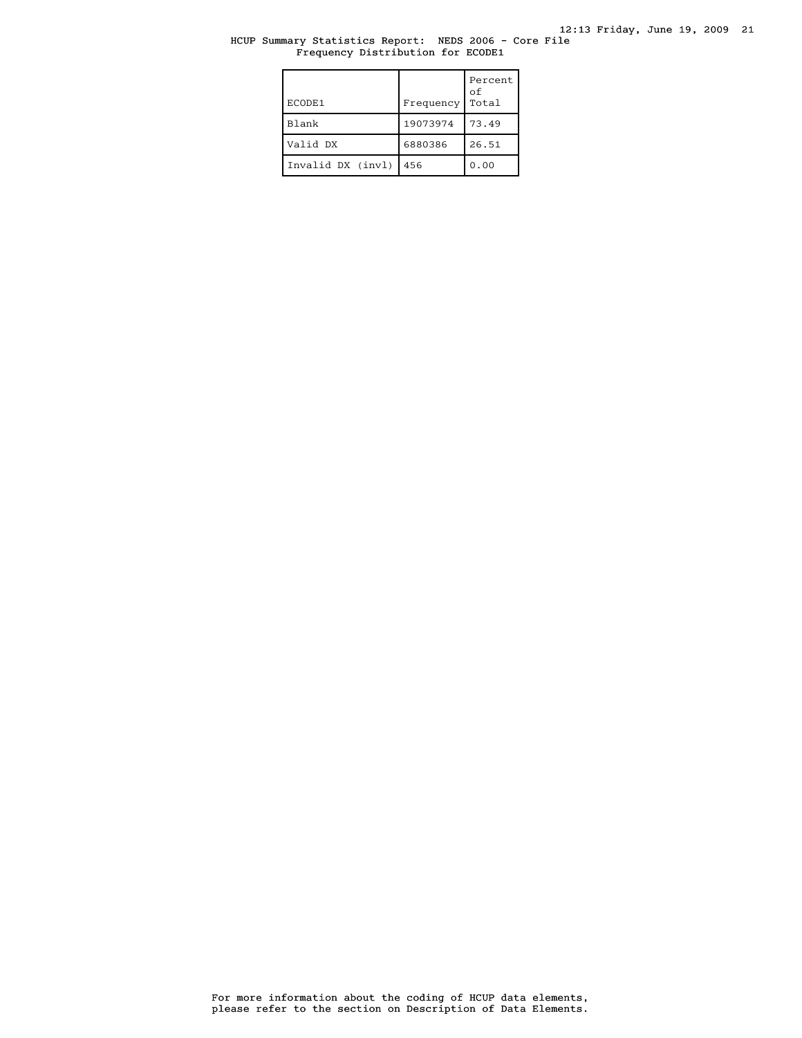HCUP Summary Statistics Report: NEDS 2006 - Core File
Frequency Distribution for ECODE1

| ECODE1 | Frequency | Percent of Total |
|---|---|---|
| Blank | 19073974 | 73.49 |
| Valid DX | 6880386 | 26.51 |
| Invalid DX (invl) | 456 | 0.00 |

For more information about the coding of HCUP data elements, please refer to the section on Description of Data Elements.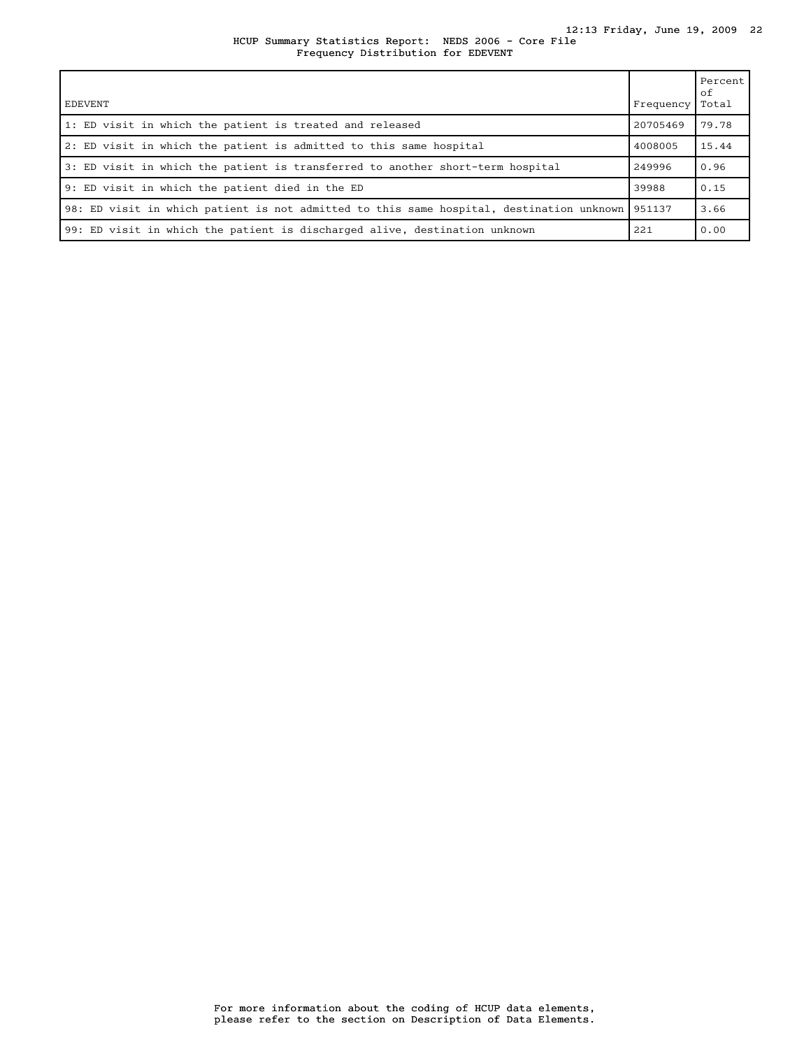HCUP Summary Statistics Report: NEDS 2006 - Core File
Frequency Distribution for EDEVENT

| EDEVENT | Frequency | Percent of Total |
|---|---|---|
| 1: ED visit in which the patient is treated and released | 20705469 | 79.78 |
| 2: ED visit in which the patient is admitted to this same hospital | 4008005 | 15.44 |
| 3: ED visit in which the patient is transferred to another short-term hospital | 249996 | 0.96 |
| 9: ED visit in which the patient died in the ED | 39988 | 0.15 |
| 98: ED visit in which patient is not admitted to this same hospital, destination unknown | 951137 | 3.66 |
| 99: ED visit in which the patient is discharged alive, destination unknown | 221 | 0.00 |

For more information about the coding of HCUP data elements, please refer to the section on Description of Data Elements.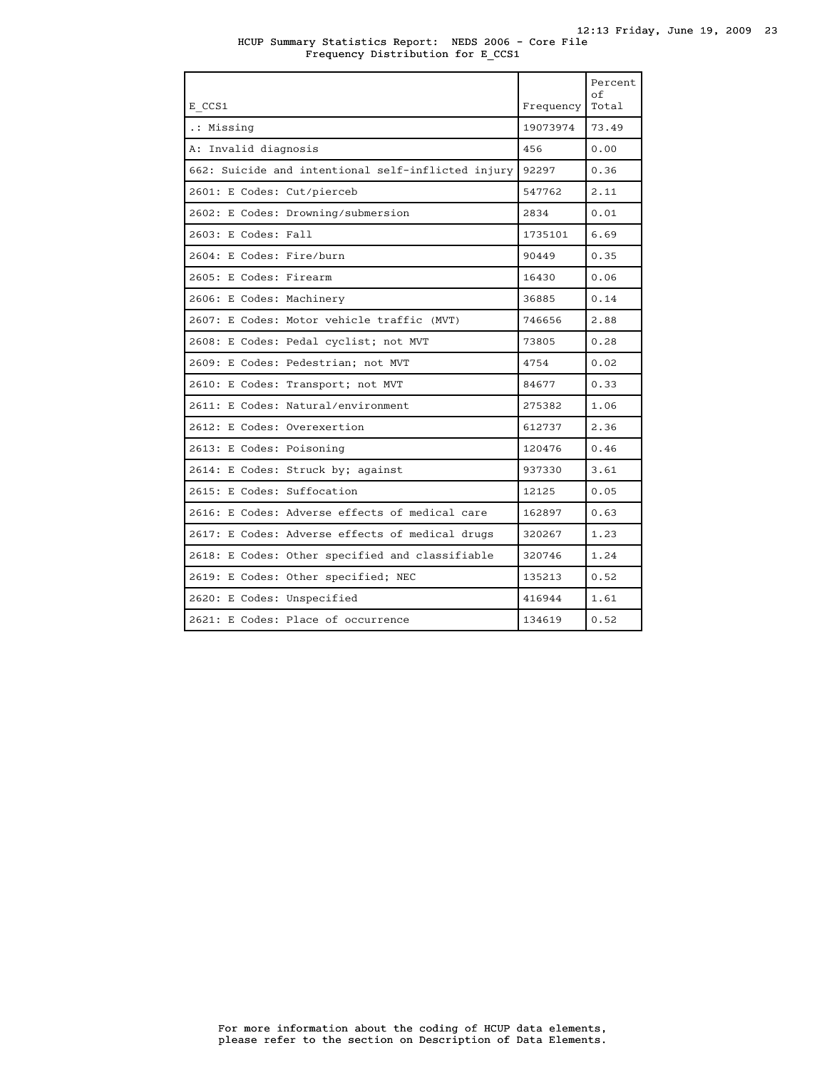HCUP Summary Statistics Report: NEDS 2006 - Core File
Frequency Distribution for E_CCS1

| E_CCS1 | Frequency | Percent of Total |
|---|---|---|
| .: Missing | 19073974 | 73.49 |
| A: Invalid diagnosis | 456 | 0.00 |
| 662: Suicide and intentional self-inflicted injury | 92297 | 0.36 |
| 2601: E Codes: Cut/pierceb | 547762 | 2.11 |
| 2602: E Codes: Drowning/submersion | 2834 | 0.01 |
| 2603: E Codes: Fall | 1735101 | 6.69 |
| 2604: E Codes: Fire/burn | 90449 | 0.35 |
| 2605: E Codes: Firearm | 16430 | 0.06 |
| 2606: E Codes: Machinery | 36885 | 0.14 |
| 2607: E Codes: Motor vehicle traffic (MVT) | 746656 | 2.88 |
| 2608: E Codes: Pedal cyclist; not MVT | 73805 | 0.28 |
| 2609: E Codes: Pedestrian; not MVT | 4754 | 0.02 |
| 2610: E Codes: Transport; not MVT | 84677 | 0.33 |
| 2611: E Codes: Natural/environment | 275382 | 1.06 |
| 2612: E Codes: Overexertion | 612737 | 2.36 |
| 2613: E Codes: Poisoning | 120476 | 0.46 |
| 2614: E Codes: Struck by; against | 937330 | 3.61 |
| 2615: E Codes: Suffocation | 12125 | 0.05 |
| 2616: E Codes: Adverse effects of medical care | 162897 | 0.63 |
| 2617: E Codes: Adverse effects of medical drugs | 320267 | 1.23 |
| 2618: E Codes: Other specified and classifiable | 320746 | 1.24 |
| 2619: E Codes: Other specified; NEC | 135213 | 0.52 |
| 2620: E Codes: Unspecified | 416944 | 1.61 |
| 2621: E Codes: Place of occurrence | 134619 | 0.52 |

For more information about the coding of HCUP data elements, please refer to the section on Description of Data Elements.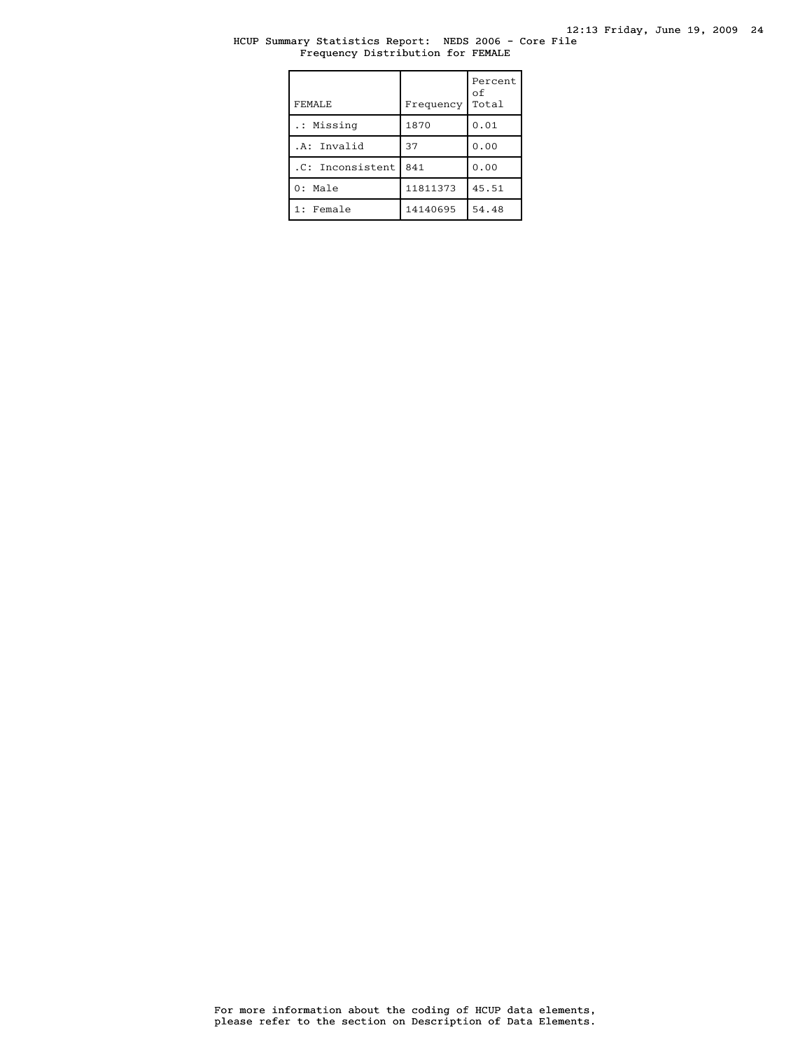HCUP Summary Statistics Report: NEDS 2006 - Core File
Frequency Distribution for FEMALE

| FEMALE | Frequency | Percent of Total |
|---|---|---|
| .: Missing | 1870 | 0.01 |
| .A: Invalid | 37 | 0.00 |
| .C: Inconsistent | 841 | 0.00 |
| 0: Male | 11811373 | 45.51 |
| 1: Female | 14140695 | 54.48 |

For more information about the coding of HCUP data elements, please refer to the section on Description of Data Elements.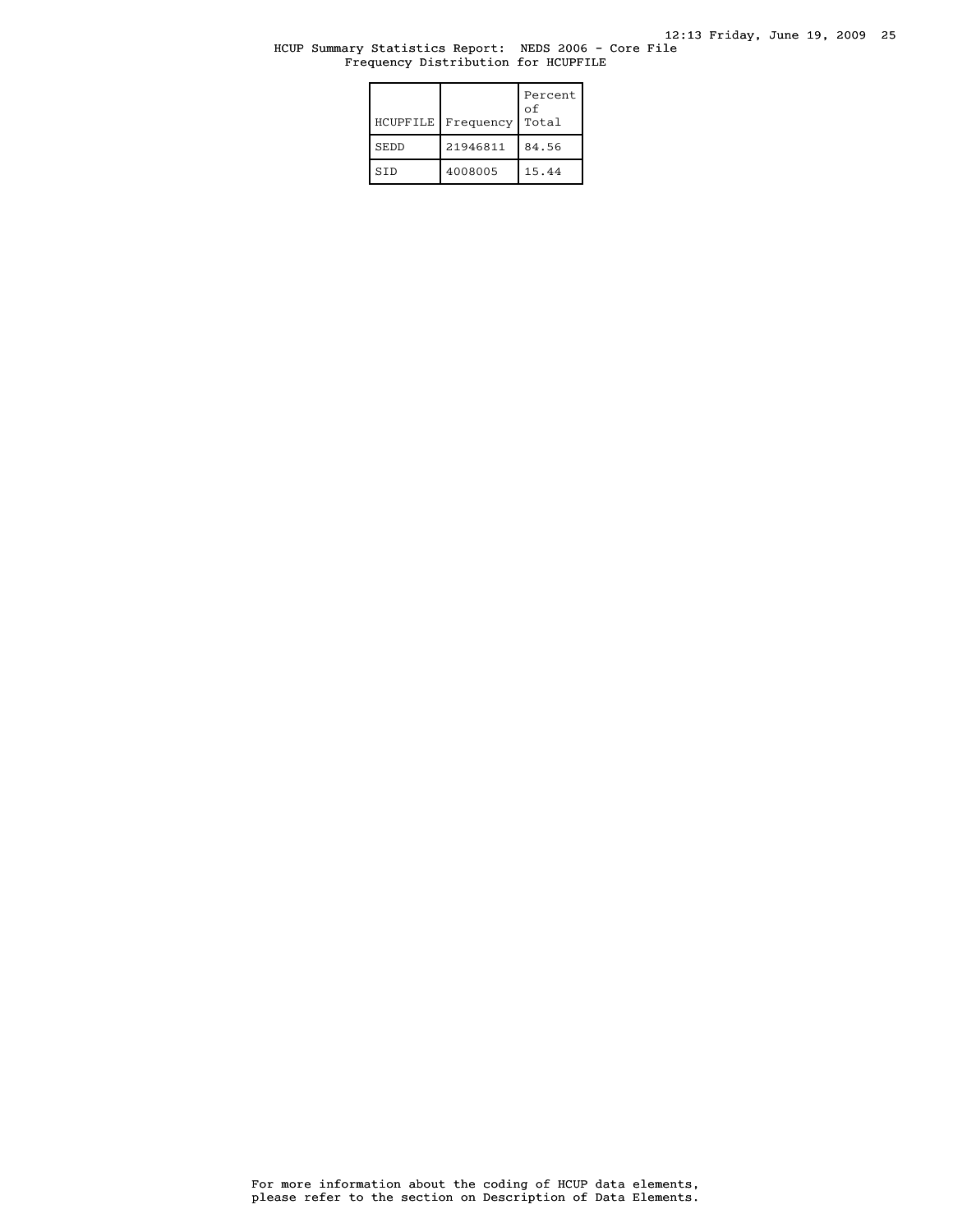HCUP Summary Statistics Report: NEDS 2006 - Core File
Frequency Distribution for HCUPFILE

| HCUPFILE | Frequency | Percent of Total |
|---|---|---|
| SEDD | 21946811 | 84.56 |
| SID | 4008005 | 15.44 |

For more information about the coding of HCUP data elements, please refer to the section on Description of Data Elements.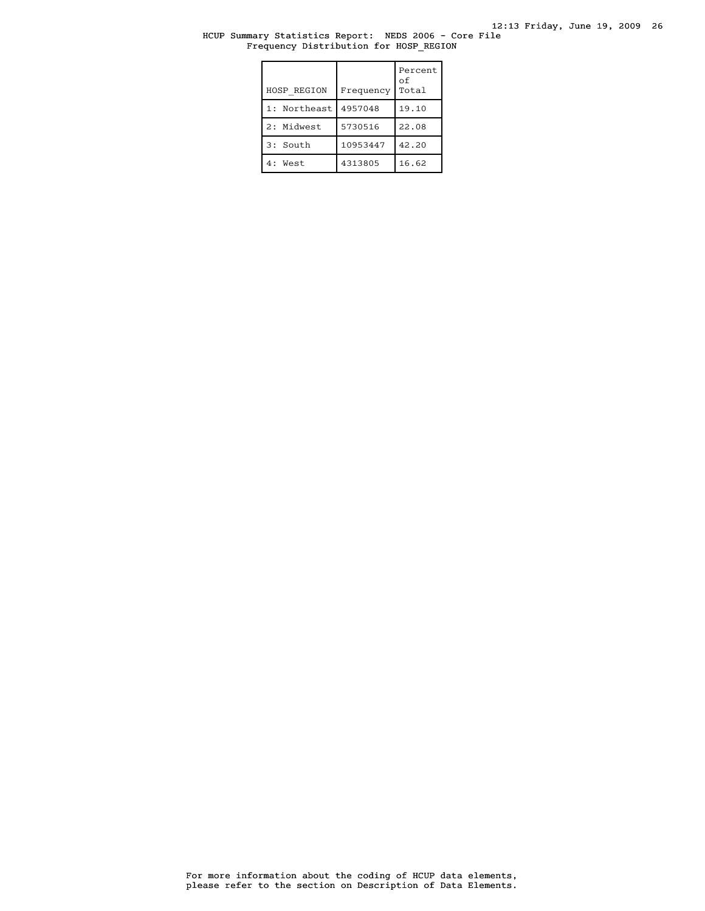HCUP Summary Statistics Report: NEDS 2006 - Core File
Frequency Distribution for HOSP_REGION

| HOSP_REGION | Frequency | Percent of Total |
|---|---|---|
| 1: Northeast | 4957048 | 19.10 |
| 2: Midwest | 5730516 | 22.08 |
| 3: South | 10953447 | 42.20 |
| 4: West | 4313805 | 16.62 |

For more information about the coding of HCUP data elements, please refer to the section on Description of Data Elements.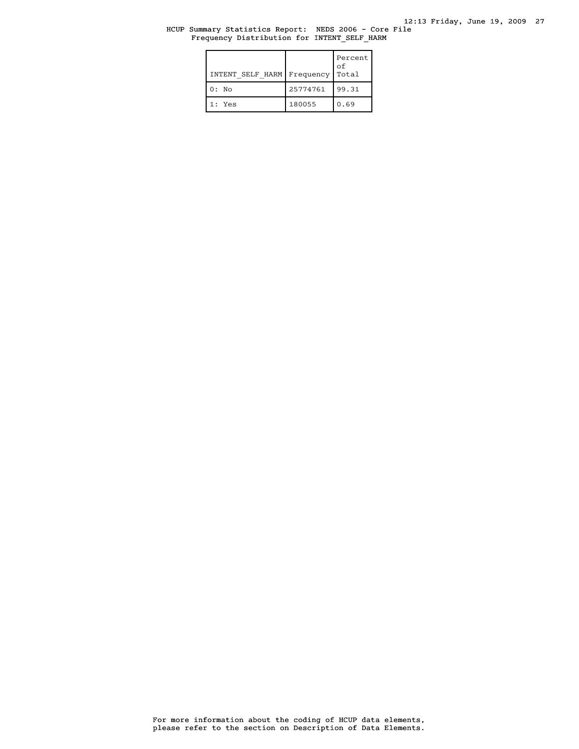HCUP Summary Statistics Report: NEDS 2006 - Core File
Frequency Distribution for INTENT_SELF_HARM

| INTENT_SELF_HARM | Frequency | Percent of Total |
|---|---|---|
| 0: No | 25774761 | 99.31 |
| 1: Yes | 180055 | 0.69 |

For more information about the coding of HCUP data elements, please refer to the section on Description of Data Elements.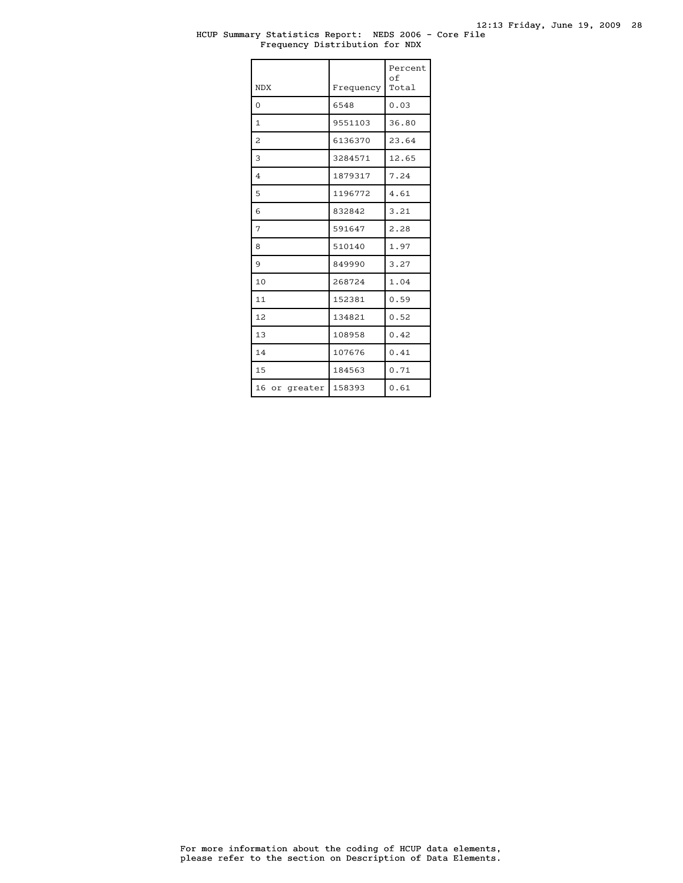# HCUP Summary Statistics Report: NEDS 2006 - Core File

## Frequency Distribution for NDX

| NDX | Frequency | Percent of Total |
|---|---|---|
| 0 | 6548 | 0.03 |
| 1 | 9551103 | 36.80 |
| 2 | 6136370 | 23.64 |
| 3 | 3284571 | 12.65 |
| 4 | 1879317 | 7.24 |
| 5 | 1196772 | 4.61 |
| 6 | 832842 | 3.21 |
| 7 | 591647 | 2.28 |
| 8 | 510140 | 1.97 |
| 9 | 849990 | 3.27 |
| 10 | 268724 | 1.04 |
| 11 | 152381 | 0.59 |
| 12 | 134821 | 0.52 |
| 13 | 108958 | 0.42 |
| 14 | 107676 | 0.41 |
| 15 | 184563 | 0.71 |
| 16 or greater | 158393 | 0.61 |

For more information about the coding of HCUP data elements, please refer to the section on Description of Data Elements.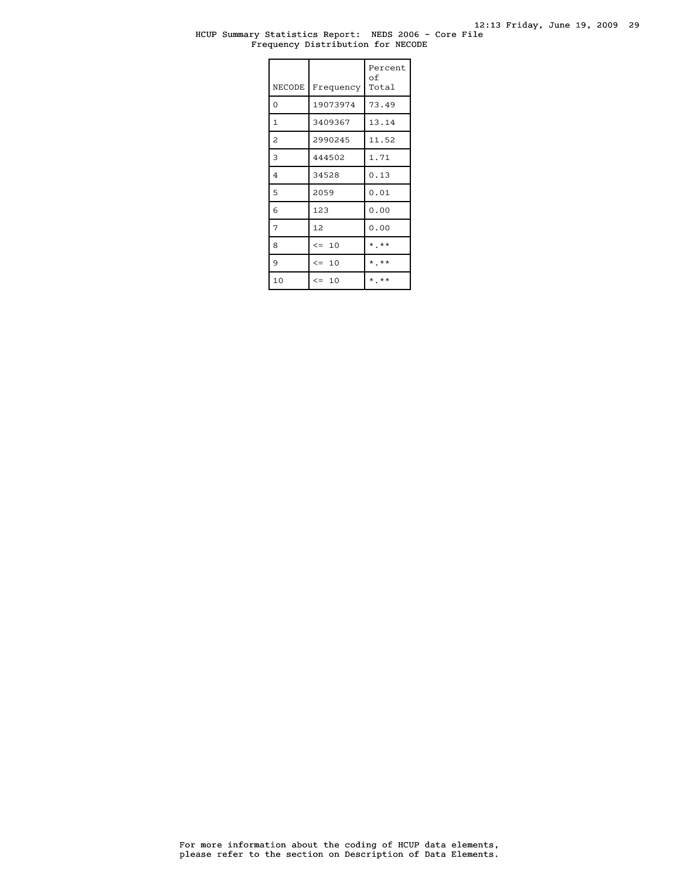# HCUP Summary Statistics Report: NEDS 2006 - Core File

## Frequency Distribution for NECODE

| NECODE | Frequency | Percent of Total |
|---|---|---|
| 0 | 19073974 | 73.49 |
| 1 | 3409367 | 13.14 |
| 2 | 2990245 | 11.52 |
| 3 | 444502 | 1.71 |
| 4 | 34528 | 0.13 |
| 5 | 2059 | 0.01 |
| 6 | 123 | 0.00 |
| 7 | 12 | 0.00 |
| 8 | <= 10 | *.** |
| 9 | <= 10 | *.** |
| 10 | <= 10 | *.** |

For more information about the coding of HCUP data elements, please refer to the section on Description of Data Elements.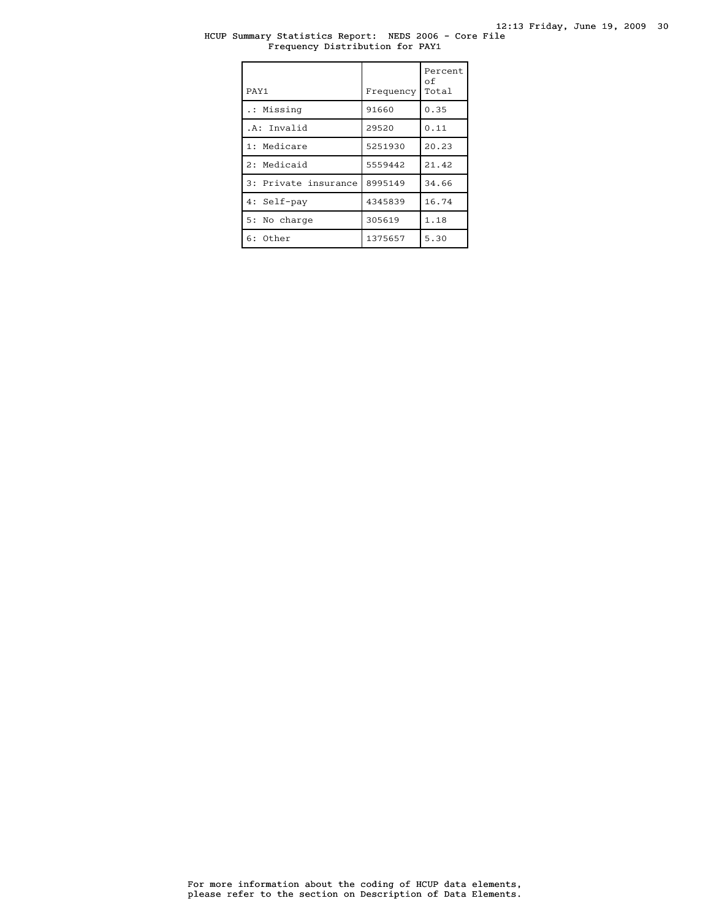HCUP Summary Statistics Report: NEDS 2006 - Core File
Frequency Distribution for PAY1

| PAY1 | Frequency | Percent of Total |
|---|---|---|
| .: Missing | 91660 | 0.35 |
| .A: Invalid | 29520 | 0.11 |
| 1: Medicare | 5251930 | 20.23 |
| 2: Medicaid | 5559442 | 21.42 |
| 3: Private insurance | 8995149 | 34.66 |
| 4: Self-pay | 4345839 | 16.74 |
| 5: No charge | 305619 | 1.18 |
| 6: Other | 1375657 | 5.30 |

For more information about the coding of HCUP data elements, please refer to the section on Description of Data Elements.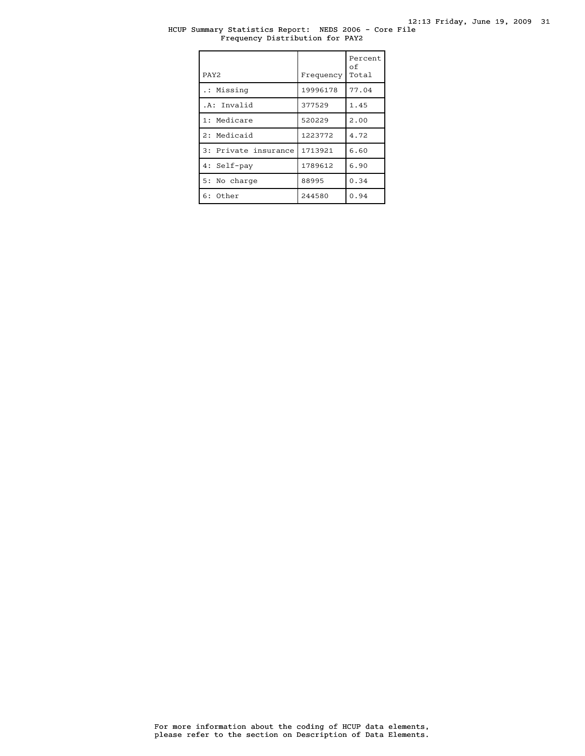HCUP Summary Statistics Report: NEDS 2006 - Core File
Frequency Distribution for PAY2

| PAY2 | Frequency | Percent of Total |
| --- | --- | --- |
| .: Missing | 19996178 | 77.04 |
| .A: Invalid | 377529 | 1.45 |
| 1: Medicare | 520229 | 2.00 |
| 2: Medicaid | 1223772 | 4.72 |
| 3: Private insurance | 1713921 | 6.60 |
| 4: Self-pay | 1789612 | 6.90 |
| 5: No charge | 88995 | 0.34 |
| 6: Other | 244580 | 0.94 |

For more information about the coding of HCUP data elements, please refer to the section on Description of Data Elements.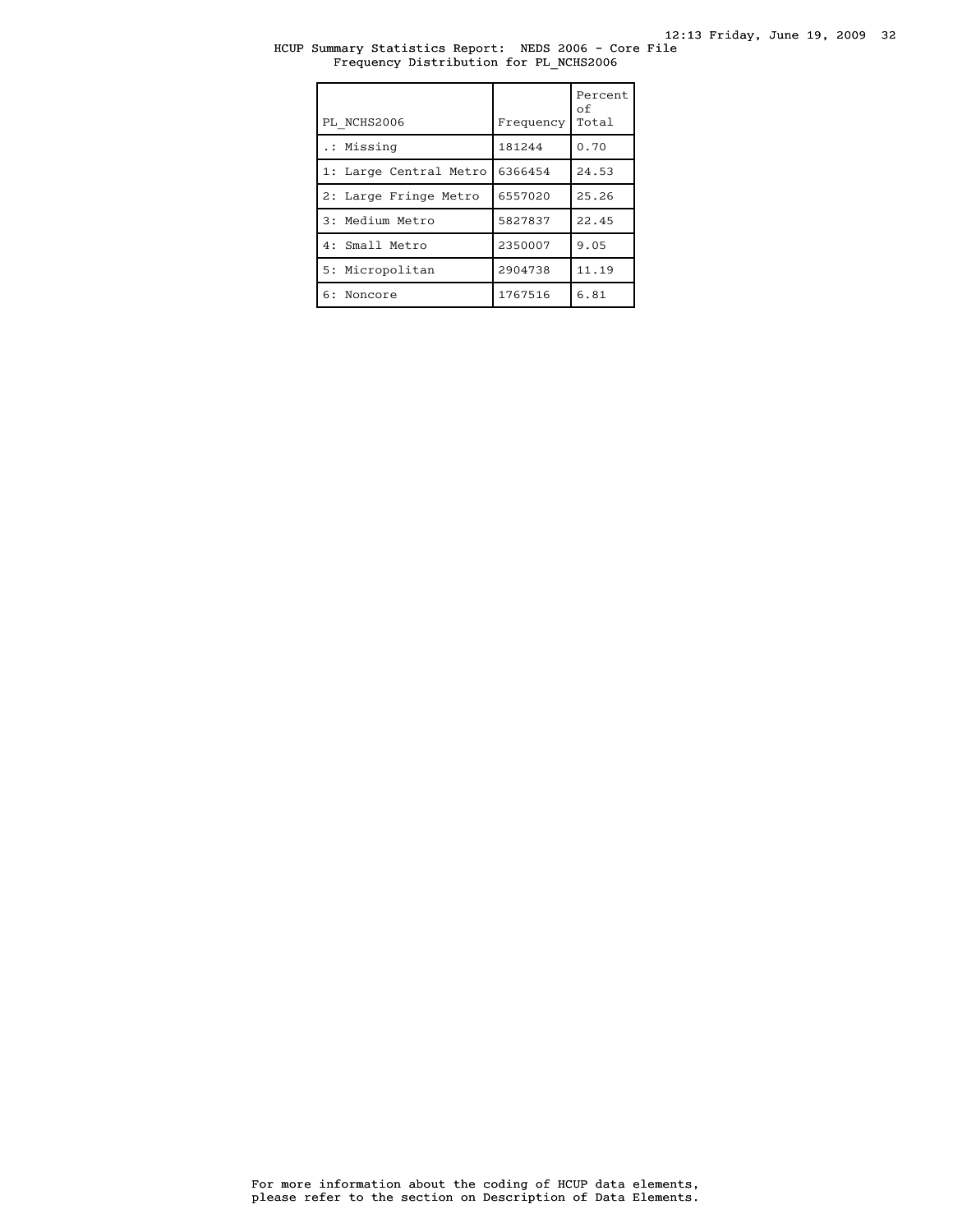HCUP Summary Statistics Report: NEDS 2006 - Core File
Frequency Distribution for PL_NCHS2006

| PL_NCHS2006 | Frequency | Percent of Total |
|---|---|---|
| .: Missing | 181244 | 0.70 |
| 1: Large Central Metro | 6366454 | 24.53 |
| 2: Large Fringe Metro | 6557020 | 25.26 |
| 3: Medium Metro | 5827837 | 22.45 |
| 4: Small Metro | 2350007 | 9.05 |
| 5: Micropolitan | 2904738 | 11.19 |
| 6: Noncore | 1767516 | 6.81 |

For more information about the coding of HCUP data elements, please refer to the section on Description of Data Elements.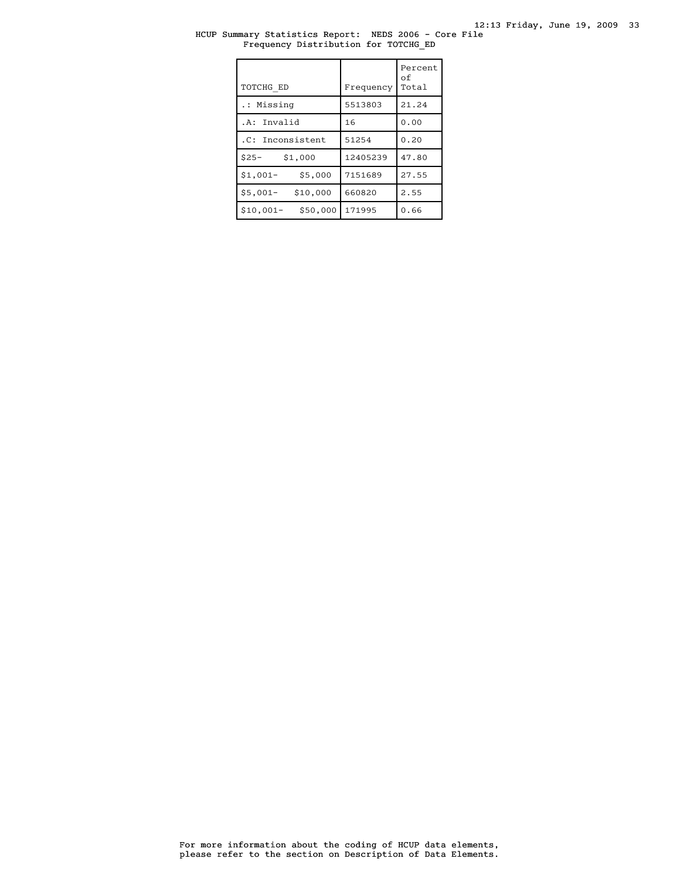HCUP Summary Statistics Report: NEDS 2006 - Core File
Frequency Distribution for TOTCHG_ED

| TOTCHG_ED | Frequency | Percent of Total |
|---|---|---|
| .: Missing | 5513803 | 21.24 |
| .A: Invalid | 16 | 0.00 |
| .C: Inconsistent | 51254 | 0.20 |
| $25- $1,000 | 12405239 | 47.80 |
| $1,001- $5,000 | 7151689 | 27.55 |
| $5,001- $10,000 | 660820 | 2.55 |
| $10,001- $50,000 | 171995 | 0.66 |

For more information about the coding of HCUP data elements, please refer to the section on Description of Data Elements.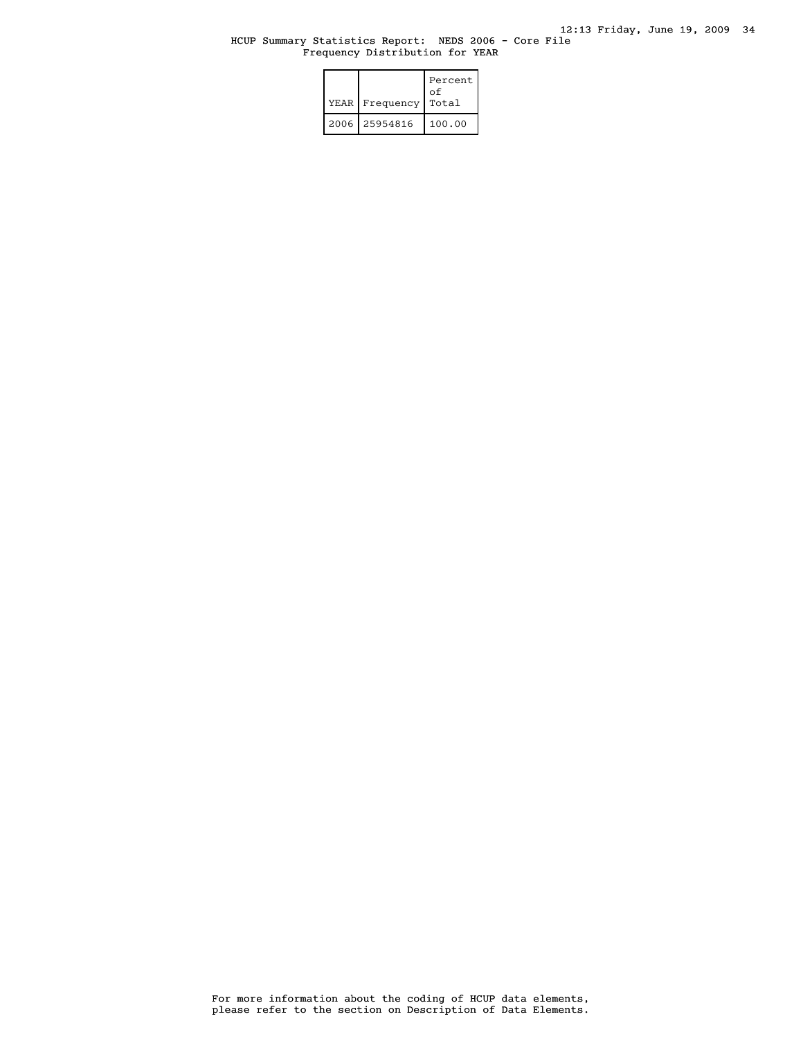HCUP Summary Statistics Report: NEDS 2006 - Core File

Frequency Distribution for YEAR

| YEAR | Frequency | Percent of Total |
|---|---|---|
| 2006 | 25954816 | 100.00 |

For more information about the coding of HCUP data elements, please refer to the section on Description of Data Elements.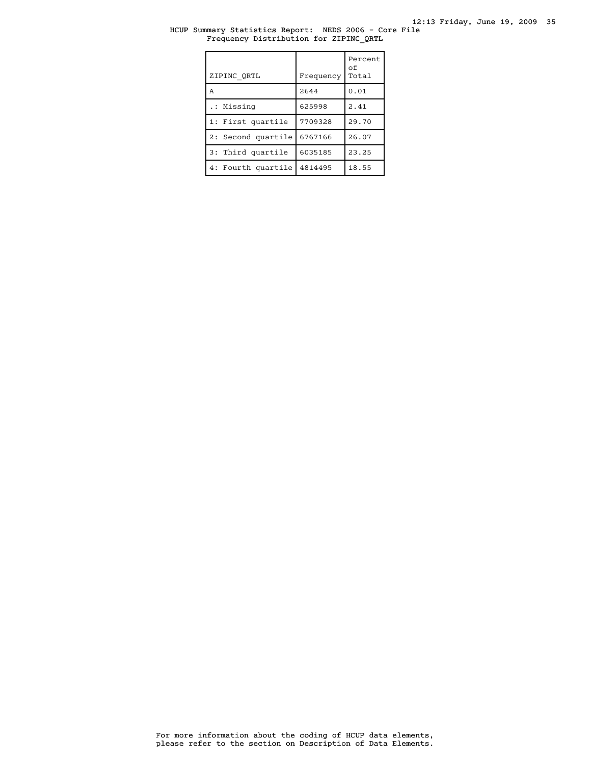# HCUP Summary Statistics Report: NEDS 2006 - Core File

## Frequency Distribution for ZIPINC_QRTL

| ZIPINC_QRTL | Frequency | Percent of Total |
|---|---|---|
| A | 2644 | 0.01 |
| .: Missing | 625998 | 2.41 |
| 1: First quartile | 7709328 | 29.70 |
| 2: Second quartile | 6767166 | 26.07 |
| 3: Third quartile | 6035185 | 23.25 |
| 4: Fourth quartile | 4814495 | 18.55 |

For more information about the coding of HCUP data elements, please refer to the section on Description of Data Elements.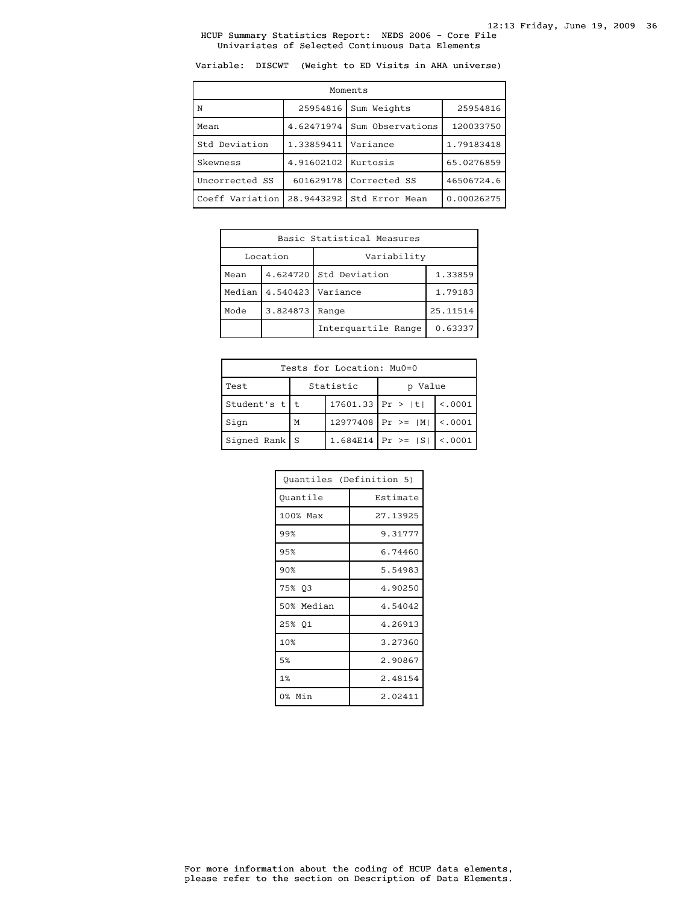# HCUP Summary Statistics Report: NEDS 2006 - Core File

## Univariates of Selected Continuous Data Elements

Variable: DISCWT (Weight to ED Visits in AHA universe)

| Moments | | | |
|---|---|---|---|
| N | 25954816 | Sum Weights | 25954816 |
| Mean | 4.62471974 | Sum Observations | 120033750 |
| Std Deviation | 1.33859411 | Variance | 1.79183418 |
| Skewness | 4.91602102 | Kurtosis | 65.0276859 |
| Uncorrected SS | 601629178 | Corrected SS | 46506724.6 |
| Coeff Variation | 28.9443292 | Std Error Mean | 0.00026275 |

| Basic Statistical Measures | | | |
|---|---|---|---|
| Location | | Variability | |
| Mean | 4.624720 | Std Deviation | 1.33859 |
| Median | 4.540423 | Variance | 1.79183 |
| Mode | 3.824873 | Range | 25.11514 |
| | | Interquartile Range | 0.63337 |

| Tests for Location: Mu0=0 | | | | |
|---|---|---|---|---|
| Test | Statistic | | p Value | |
| Student's t | t | 17601.33 | Pr > \|t\| | <.0001 |
| Sign | M | 12977408 | Pr >= \|M\| | <.0001 |
| Signed Rank | S | 1.684E14 | Pr >= \|S\| | <.0001 |

| Quantiles (Definition 5) | |
|---|---|
| Quantile | Estimate |
| 100% Max | 27.13925 |
| 99% | 9.31777 |
| 95% | 6.74460 |
| 90% | 5.54983 |
| 75% Q3 | 4.90250 |
| 50% Median | 4.54042 |
| 25% Q1 | 4.26913 |
| 10% | 3.27360 |
| 5% | 2.90867 |
| 1% | 2.48154 |
| 0% Min | 2.02411 |

For more information about the coding of HCUP data elements, please refer to the section on Description of Data Elements.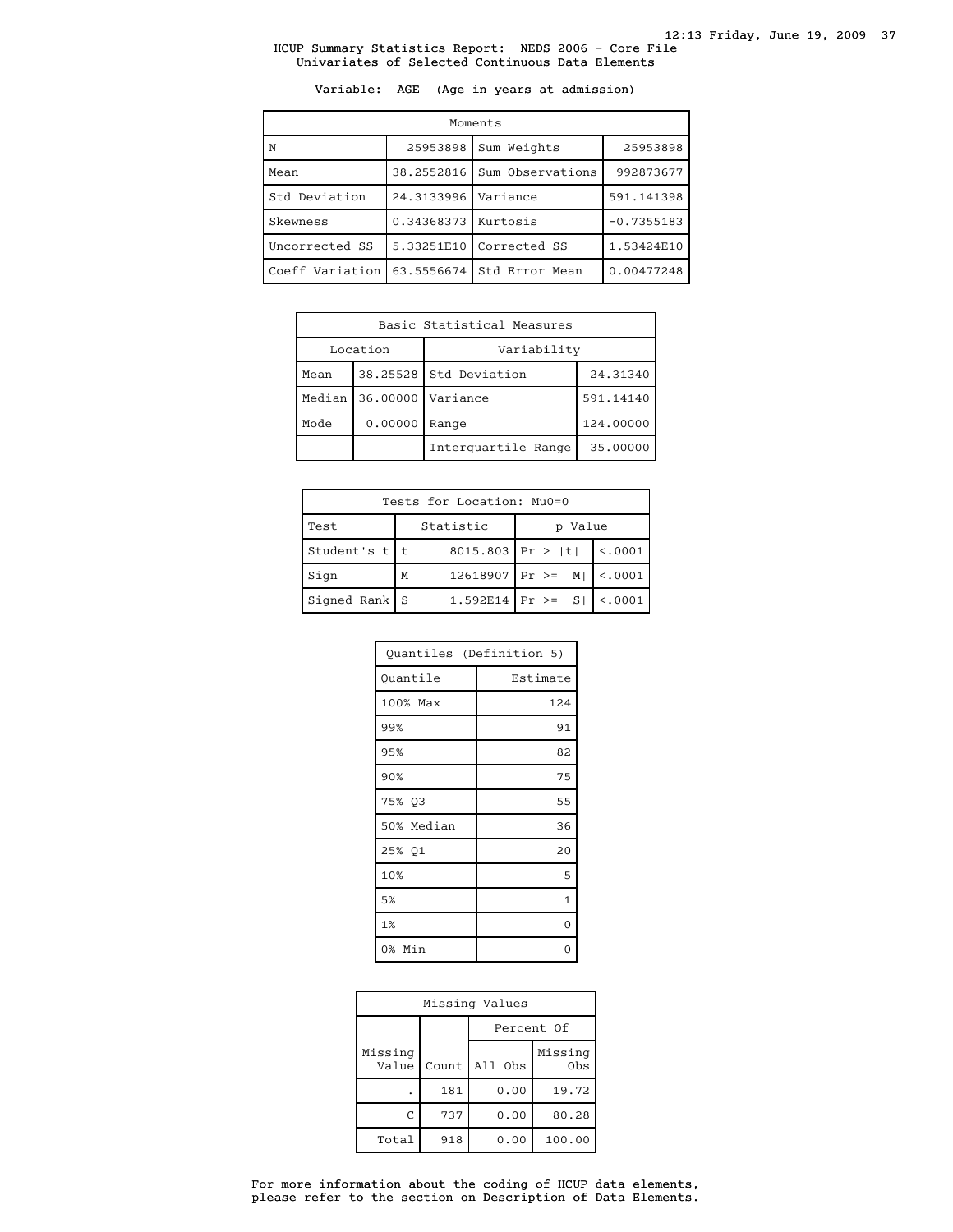HCUP Summary Statistics Report: NEDS 2006 - Core File
Univariates of Selected Continuous Data Elements

Variable: AGE (Age in years at admission)

| Moments | | | |
|---|---|---|---|
| N | 25953898 | Sum Weights | 25953898 |
| Mean | 38.2552816 | Sum Observations | 992873677 |
| Std Deviation | 24.3133996 | Variance | 591.141398 |
| Skewness | 0.34368373 | Kurtosis | -0.7355183 |
| Uncorrected SS | 5.33251E10 | Corrected SS | 1.53424E10 |
| Coeff Variation | 63.5556674 | Std Error Mean | 0.00477248 |

| Basic Statistical Measures | | | |
|---|---|---|---|
| Location | | Variability | |
| Mean | 38.25528 | Std Deviation | 24.31340 |
| Median | 36.00000 | Variance | 591.14140 |
| Mode | 0.00000 | Range | 124.00000 |
| | | Interquartile Range | 35.00000 |

| Tests for Location: Mu0=0 | | | | |
|---|---|---|---|---|
| Test | Statistic | | p Value | |
| Student's t | t | 8015.803 | Pr > \|t\| | <.0001 |
| Sign | M | 12618907 | Pr >= \|M\| | <.0001 |
| Signed Rank | S | 1.592E14 | Pr >= \|S\| | <.0001 |

| Quantiles (Definition 5) | |
|---|---|
| Quantile | Estimate |
| 100% Max | 124 |
| 99% | 91 |
| 95% | 82 |
| 90% | 75 |
| 75% Q3 | 55 |
| 50% Median | 36 |
| 25% Q1 | 20 |
| 10% | 5 |
| 5% | 1 |
| 1% | 0 |
| 0% Min | 0 |

| Missing Values | | | |
|---|---|---|---|
| | | Percent Of | |
| Missing Value | Count | All Obs | Missing Obs |
| . | 181 | 0.00 | 19.72 |
| C | 737 | 0.00 | 80.28 |
| Total | 918 | 0.00 | 100.00 |

For more information about the coding of HCUP data elements, please refer to the section on Description of Data Elements.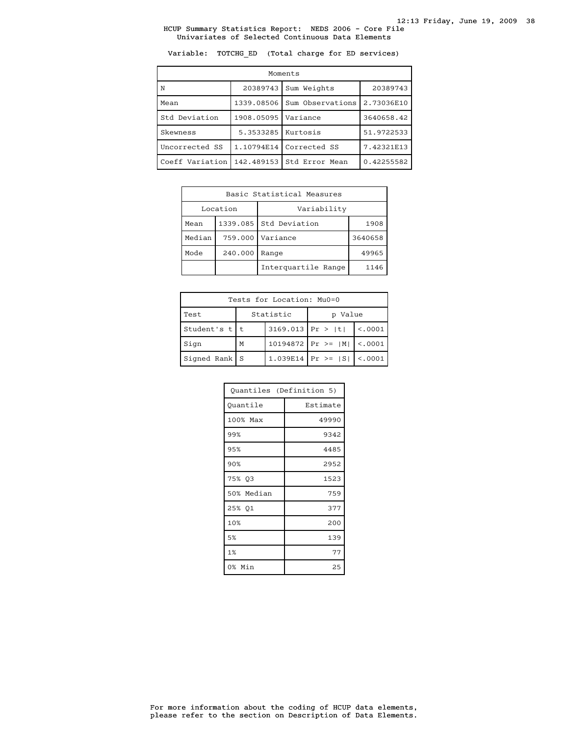HCUP Summary Statistics Report: NEDS 2006 - Core File
Univariates of Selected Continuous Data Elements

Variable: TOTCHG_ED (Total charge for ED services)

| Moments | | | |
|---|---|---|---|
| N | 20389743 | Sum Weights | 20389743 |
| Mean | 1339.08506 | Sum Observations | 2.73036E10 |
| Std Deviation | 1908.05095 | Variance | 3640658.42 |
| Skewness | 5.3533285 | Kurtosis | 51.9722533 |
| Uncorrected SS | 1.10794E14 | Corrected SS | 7.42321E13 |
| Coeff Variation | 142.489153 | Std Error Mean | 0.42255582 |

| Basic Statistical Measures | | | |
|---|---|---|---|
| Location | | Variability | |
| Mean | 1339.085 | Std Deviation | 1908 |
| Median | 759.000 | Variance | 3640658 |
| Mode | 240.000 | Range | 49965 |
| | | Interquartile Range | 1146 |

| Tests for Location: Mu0=0 | | | | |
|---|---|---|---|---|
| Test | Statistic | | p Value | |
| Student's t | t | 3169.013 | Pr > \|t\| | <.0001 |
| Sign | M | 10194872 | Pr >= \|M\| | <.0001 |
| Signed Rank | S | 1.039E14 | Pr >= \|S\| | <.0001 |

| Quantiles (Definition 5) | |
|---|---|
| Quantile | Estimate |
| 100% Max | 49990 |
| 99% | 9342 |
| 95% | 4485 |
| 90% | 2952 |
| 75% Q3 | 1523 |
| 50% Median | 759 |
| 25% Q1 | 377 |
| 10% | 200 |
| 5% | 139 |
| 1% | 77 |
| 0% Min | 25 |

For more information about the coding of HCUP data elements, please refer to the section on Description of Data Elements.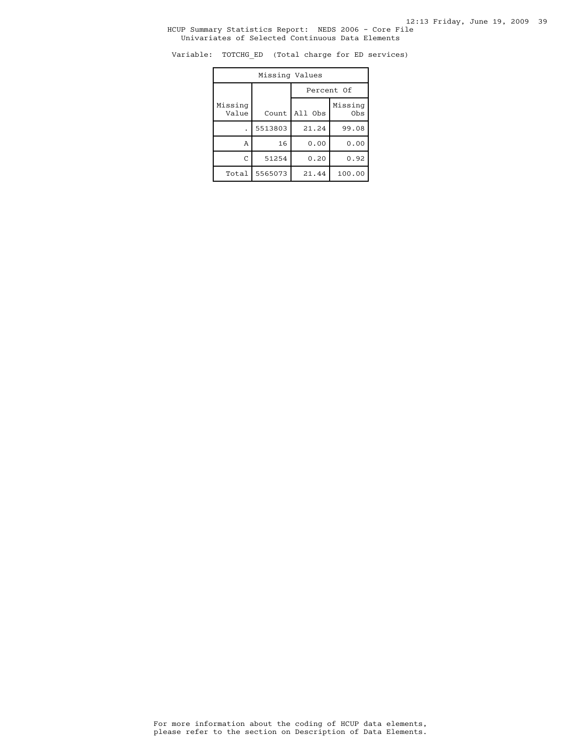HCUP Summary Statistics Report: NEDS 2006 - Core File
Univariates of Selected Continuous Data Elements

Variable: TOTCHG_ED (Total charge for ED services)

| Missing Values | | | |
|---|---|---|---|
| | | Percent Of | |
| Missing Value | Count | All Obs | Missing Obs |
| . | 5513803 | 21.24 | 99.08 |
| A | 16 | 0.00 | 0.00 |
| C | 51254 | 0.20 | 0.92 |
| Total | 5565073 | 21.44 | 100.00 |

For more information about the coding of HCUP data elements, please refer to the section on Description of Data Elements.